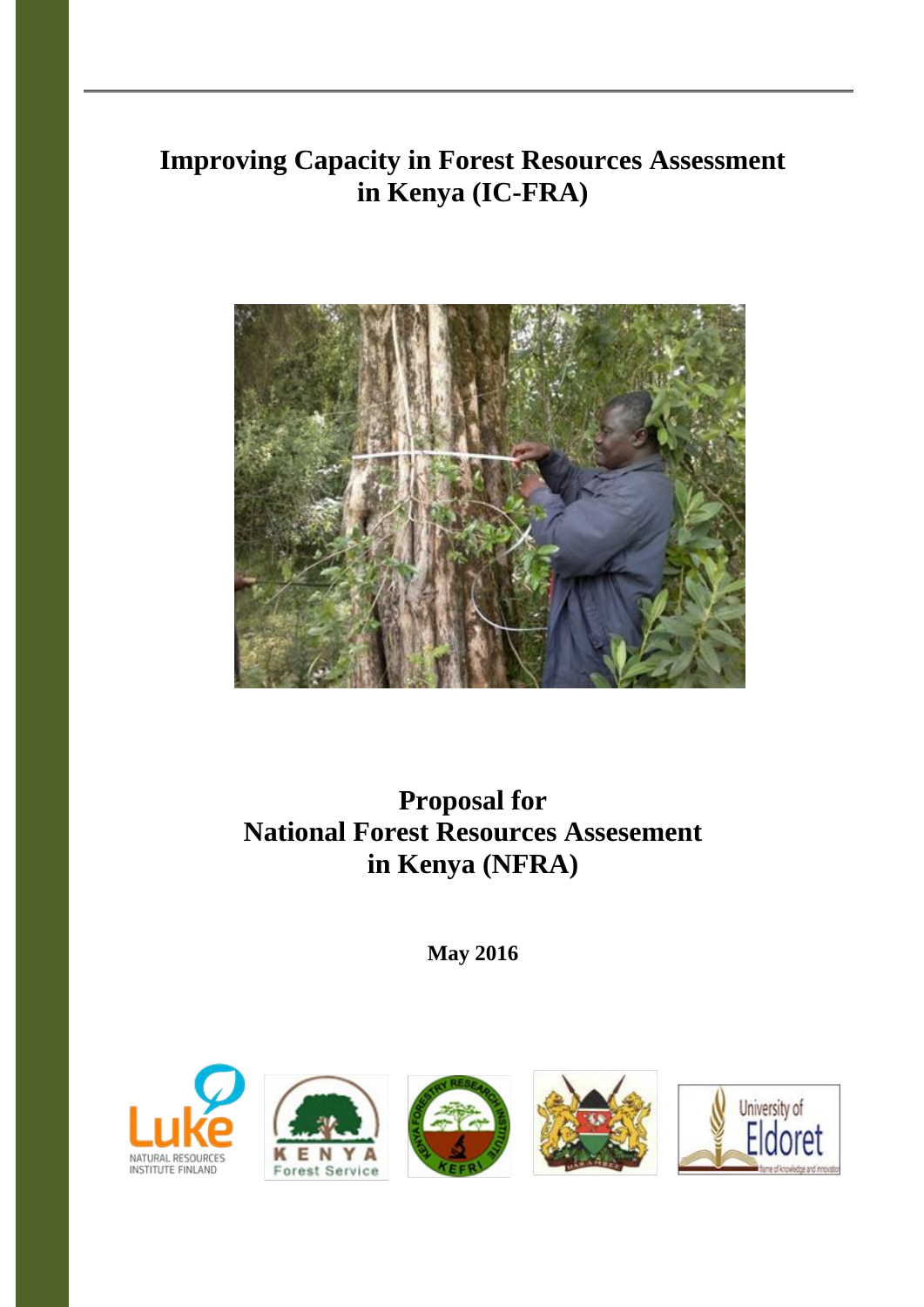# Improving Capacity in Forest Resources Assessment in Kenya (IC-FRA)

# Proposal for National Forest Resources Assesement in Kenya (NFRA)

**May 2016**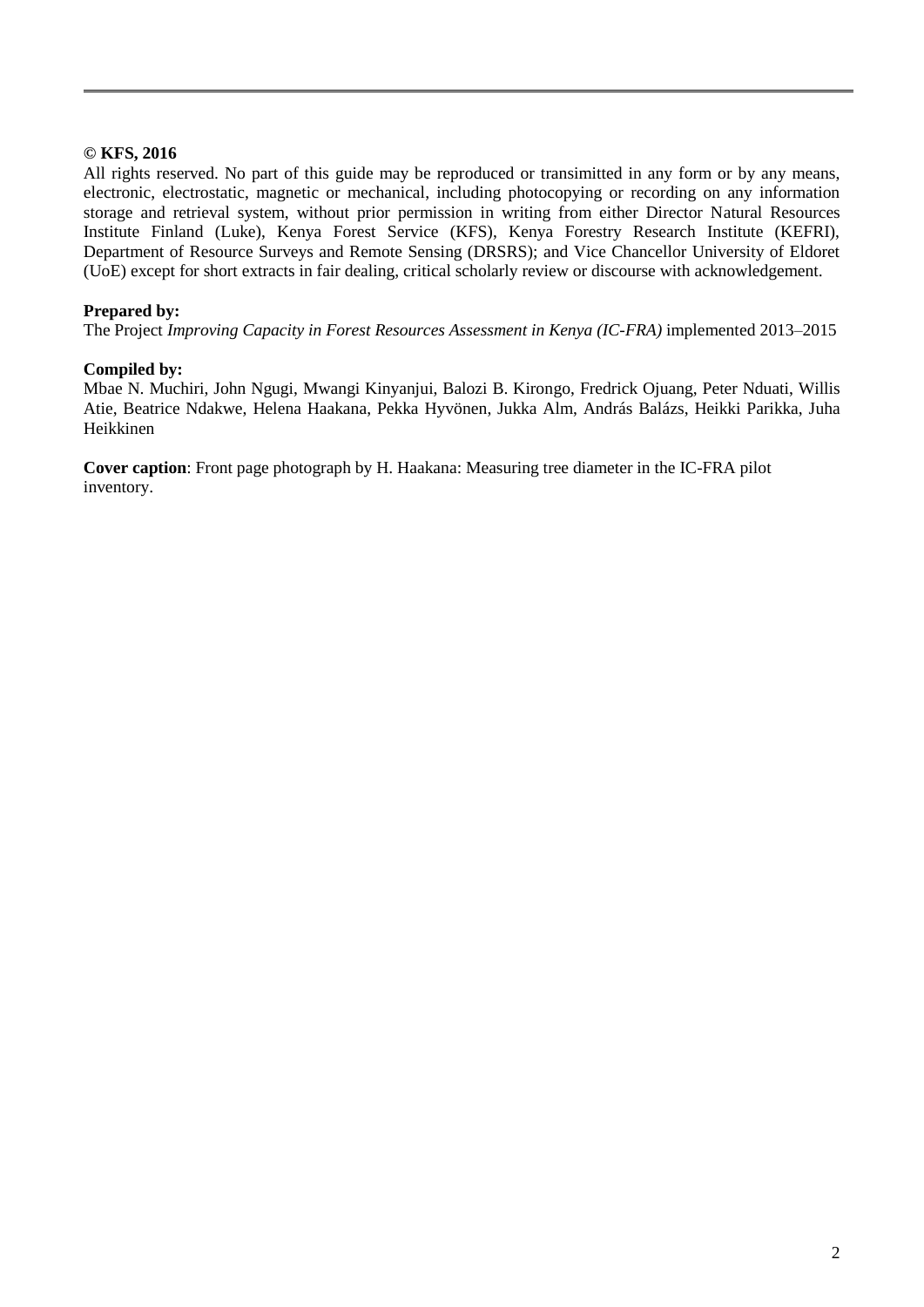**© KFS, 2016**

All rights reserved. No part of this guide may be reproduced or transimitted in any form or by any means, electronic, electrostatic, magnetic or mechanical, including photocopying or recording on any information storage and retrieval system, without prior permission in writing from either Director Natural Resources Institute Finland (Luke), Kenya Forest Service (KFS), Kenya Forestry Research Institute (KEFRI), Department of Resource Surveys and Remote Sensing (DRSRS); and Vice Chancellor University of Eldoret (UoE) except for short extracts in fair dealing, critical scholarly review or discourse with acknowledgement.

**Prepared by:**

The Project *Improving Capacity in Forest Resources Assessment in Kenya (IC-FRA)* implemented 2013–2015

**Compiled by:**

Mbae N. Muchiri, John Ngugi, Mwangi Kinyanjui, Balozi B. Kirongo, Fredrick Ojuang, Peter Nduati, Willis Atie, Beatrice Ndakwe, Helena Haakana, Pekka Hyvönen, Jukka Alm, András Balázs, Heikki Parikka, Juha Heikkinen

**Cover caption**: Front page photograph by H. Haakana: Measuring tree diameter in the IC-FRA pilot inventory.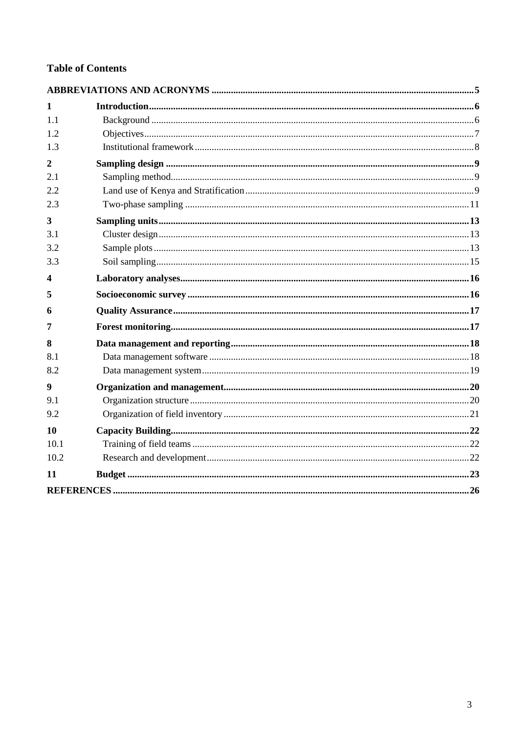**Table of Contents**

**ABBREVIATIONS AND ACRONYMS** ..... **5**

**1 Introduction** ..... **6**
- 1.1 Background ..... 6
- 1.2 Objectives ..... 7
- 1.3 Institutional framework ..... 8

**2 Sampling design** ..... **9**
- 2.1 Sampling method ..... 9
- 2.2 Land use of Kenya and Stratification ..... 9
- 2.3 Two-phase sampling ..... 11

**3 Sampling units** ..... **13**
- 3.1 Cluster design ..... 13
- 3.2 Sample plots ..... 13
- 3.3 Soil sampling ..... 15

**4 Laboratory analyses** ..... **16**

**5 Socioeconomic survey** ..... **16**

**6 Quality Assurance** ..... **17**

**7 Forest monitoring** ..... **17**

**8 Data management and reporting** ..... **18**
- 8.1 Data management software ..... 18
- 8.2 Data management system ..... 19

**9 Organization and management** ..... **20**
- 9.1 Organization structure ..... 20
- 9.2 Organization of field inventory ..... 21

**10 Capacity Building** ..... **22**
- 10.1 Training of field teams ..... 22
- 10.2 Research and development ..... 22

**11 Budget** ..... **23**

**REFERENCES** ..... **26**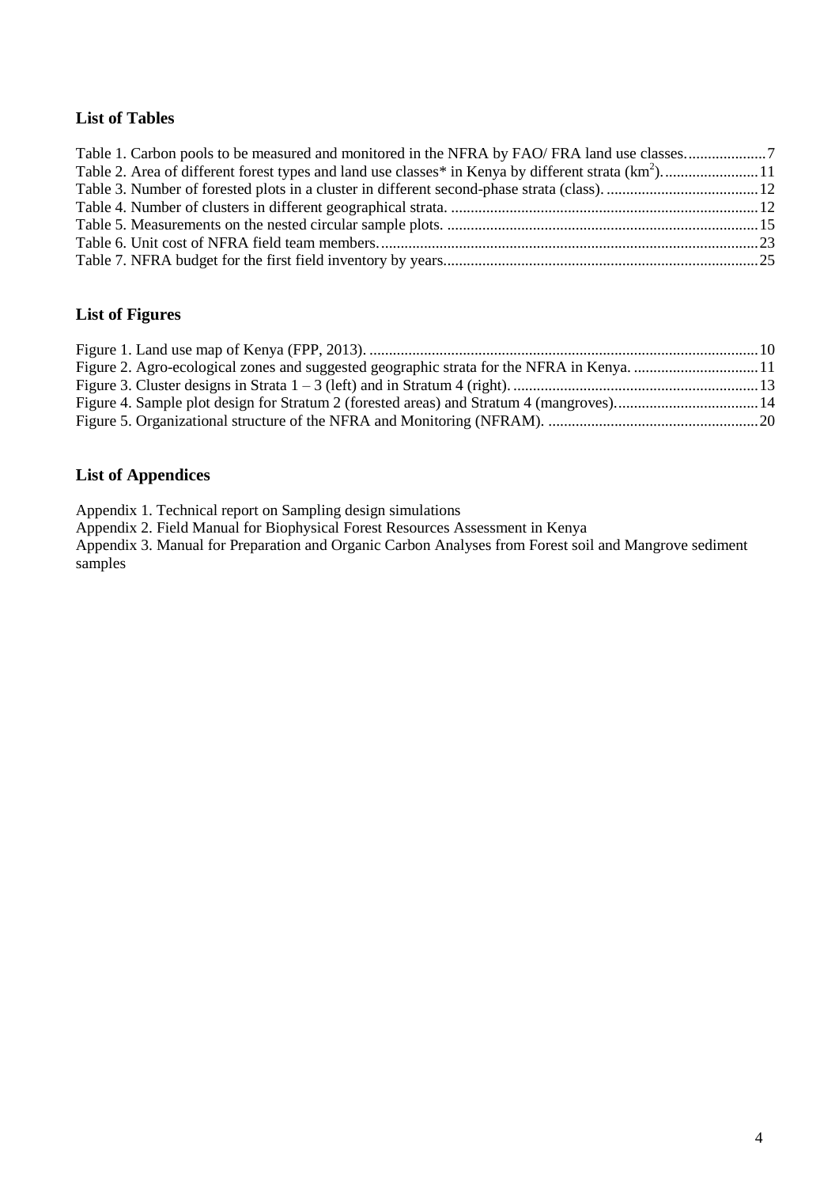### List of Tables

Table 1. Carbon pools to be measured and monitored in the NFRA by FAO/ FRA land use classes.....................7
Table 2. Area of different forest types and land use classes* in Kenya by different strata (km$^2$)........................11
Table 3. Number of forested plots in a cluster in different second-phase strata (class). .......................................12
Table 4. Number of clusters in different geographical strata. ...............................................................................12
Table 5. Measurements on the nested circular sample plots. ................................................................................15
Table 6. Unit cost of NFRA field team members. .................................................................................................23
Table 7. NFRA budget for the first field inventory by years.................................................................................25

### List of Figures

Figure 1. Land use map of Kenya (FPP, 2013). ....................................................................................................10
Figure 2. Agro-ecological zones and suggested geographic strata for the NFRA in Kenya. ................................11
Figure 3. Cluster designs in Strata 1 – 3 (left) and in Stratum 4 (right). ..............................................................13
Figure 4. Sample plot design for Stratum 2 (forested areas) and Stratum 4 (mangroves).....................................14
Figure 5. Organizational structure of the NFRA and Monitoring (NFRAM). ......................................................20

### List of Appendices

Appendix 1. Technical report on Sampling design simulations
Appendix 2. Field Manual for Biophysical Forest Resources Assessment in Kenya
Appendix 3. Manual for Preparation and Organic Carbon Analyses from Forest soil and Mangrove sediment samples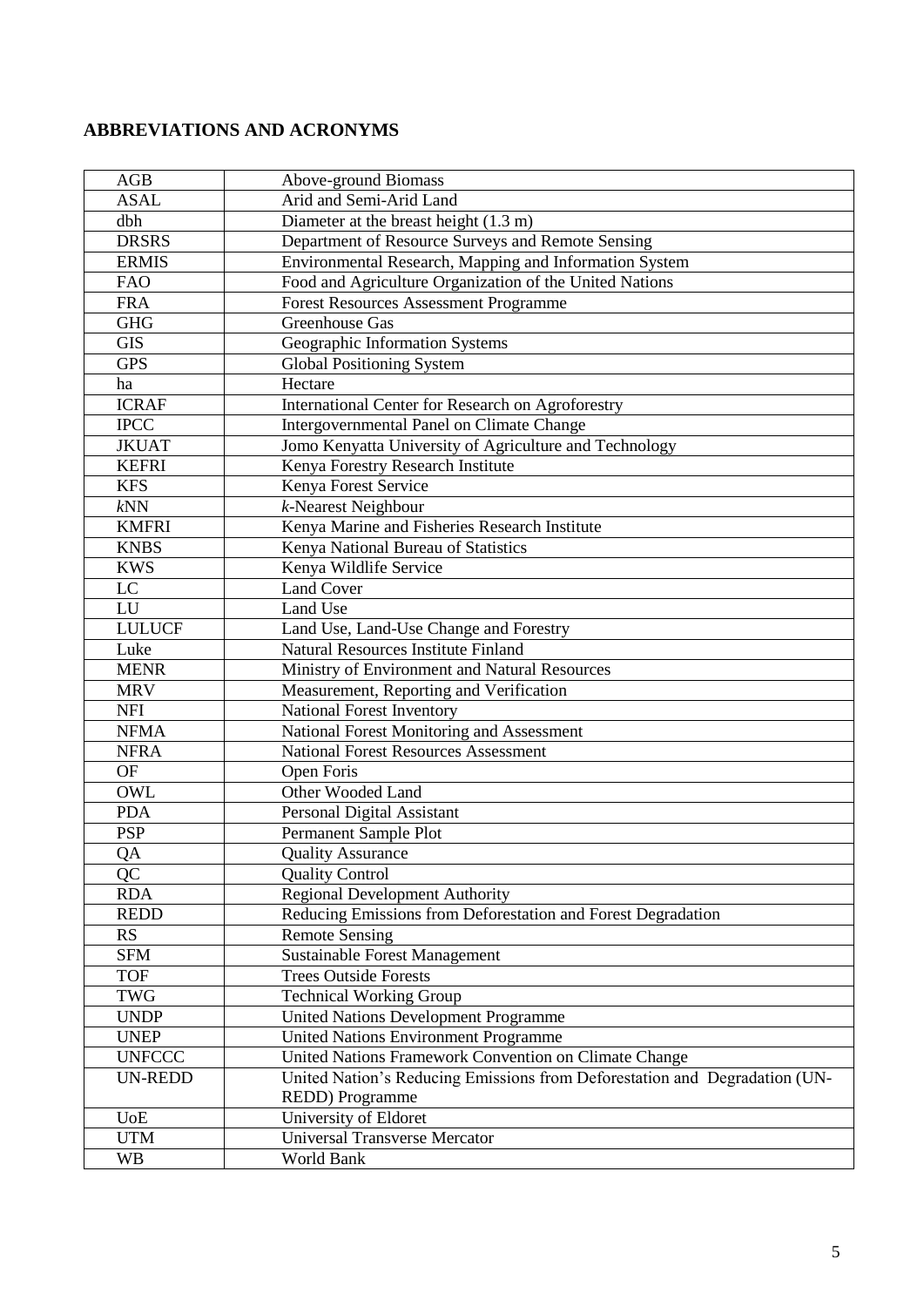## ABBREVIATIONS AND ACRONYMS

| | |
|---|---|
| AGB | Above-ground Biomass |
| ASAL | Arid and Semi-Arid Land |
| dbh | Diameter at the breast height (1.3 m) |
| DRSRS | Department of Resource Surveys and Remote Sensing |
| ERMIS | Environmental Research, Mapping and Information System |
| FAO | Food and Agriculture Organization of the United Nations |
| FRA | Forest Resources Assessment Programme |
| GHG | Greenhouse Gas |
| GIS | Geographic Information Systems |
| GPS | Global Positioning System |
| ha | Hectare |
| ICRAF | International Center for Research on Agroforestry |
| IPCC | Intergovernmental Panel on Climate Change |
| JKUAT | Jomo Kenyatta University of Agriculture and Technology |
| KEFRI | Kenya Forestry Research Institute |
| KFS | Kenya Forest Service |
| *k*NN | *k*-Nearest Neighbour |
| KMFRI | Kenya Marine and Fisheries Research Institute |
| KNBS | Kenya National Bureau of Statistics |
| KWS | Kenya Wildlife Service |
| LC | Land Cover |
| LU | Land Use |
| LULUCF | Land Use, Land-Use Change and Forestry |
| Luke | Natural Resources Institute Finland |
| MENR | Ministry of Environment and Natural Resources |
| MRV | Measurement, Reporting and Verification |
| NFI | National Forest Inventory |
| NFMA | National Forest Monitoring and Assessment |
| NFRA | National Forest Resources Assessment |
| OF | Open Foris |
| OWL | Other Wooded Land |
| PDA | Personal Digital Assistant |
| PSP | Permanent Sample Plot |
| QA | Quality Assurance |
| QC | Quality Control |
| RDA | Regional Development Authority |
| REDD | Reducing Emissions from Deforestation and Forest Degradation |
| RS | Remote Sensing |
| SFM | Sustainable Forest Management |
| TOF | Trees Outside Forests |
| TWG | Technical Working Group |
| UNDP | United Nations Development Programme |
| UNEP | United Nations Environment Programme |
| UNFCCC | United Nations Framework Convention on Climate Change |
| UN-REDD | United Nation's Reducing Emissions from Deforestation and Degradation (UN-REDD) Programme |
| UoE | University of Eldoret |
| UTM | Universal Transverse Mercator |
| WB | World Bank |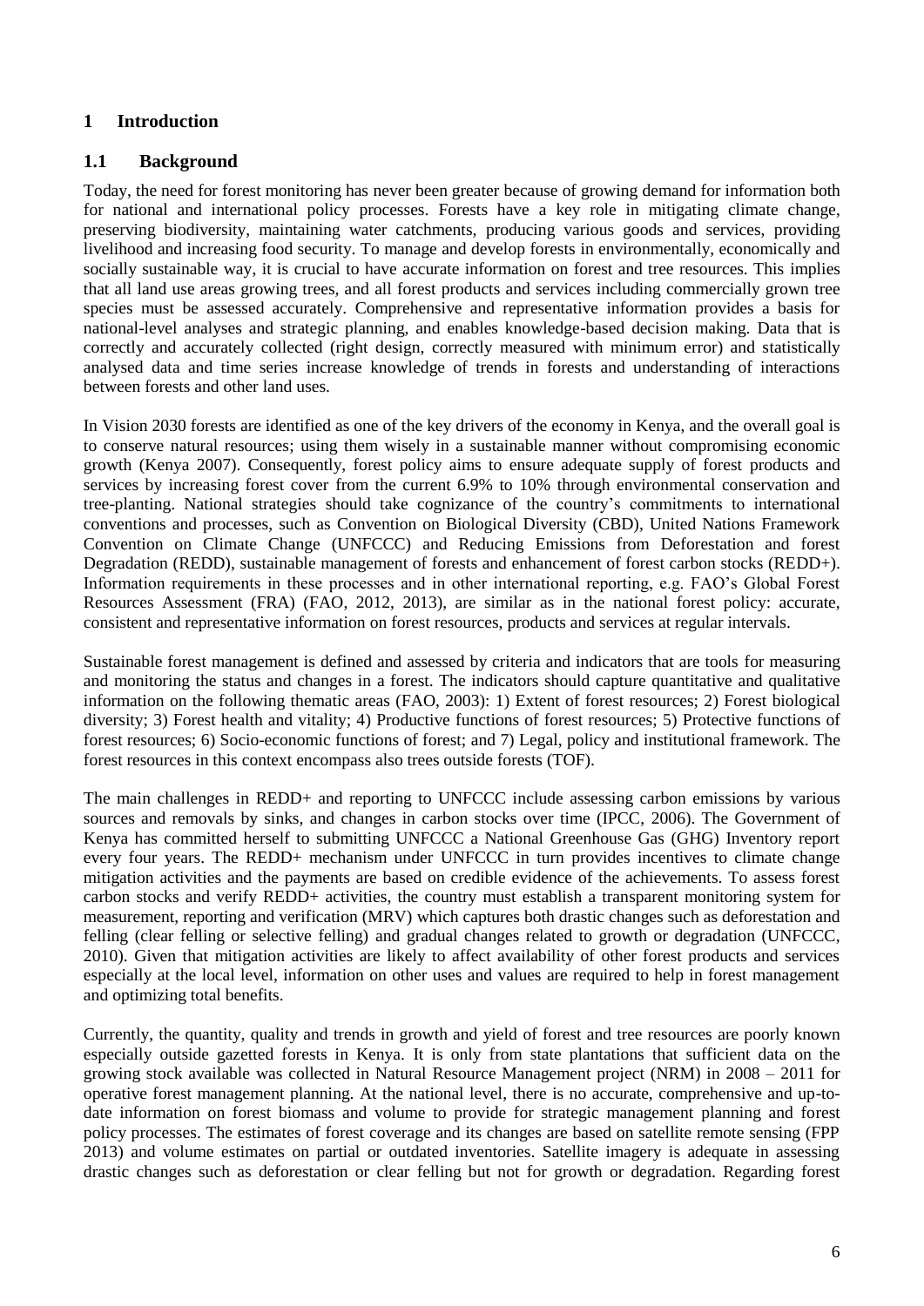# 1 Introduction

## 1.1 Background

Today, the need for forest monitoring has never been greater because of growing demand for information both for national and international policy processes. Forests have a key role in mitigating climate change, preserving biodiversity, maintaining water catchments, producing various goods and services, providing livelihood and increasing food security. To manage and develop forests in environmentally, economically and socially sustainable way, it is crucial to have accurate information on forest and tree resources. This implies that all land use areas growing trees, and all forest products and services including commercially grown tree species must be assessed accurately. Comprehensive and representative information provides a basis for national-level analyses and strategic planning, and enables knowledge-based decision making. Data that is correctly and accurately collected (right design, correctly measured with minimum error) and statistically analysed data and time series increase knowledge of trends in forests and understanding of interactions between forests and other land uses.

In Vision 2030 forests are identified as one of the key drivers of the economy in Kenya, and the overall goal is to conserve natural resources; using them wisely in a sustainable manner without compromising economic growth (Kenya 2007). Consequently, forest policy aims to ensure adequate supply of forest products and services by increasing forest cover from the current 6.9% to 10% through environmental conservation and tree-planting. National strategies should take cognizance of the country's commitments to international conventions and processes, such as Convention on Biological Diversity (CBD), United Nations Framework Convention on Climate Change (UNFCCC) and Reducing Emissions from Deforestation and forest Degradation (REDD), sustainable management of forests and enhancement of forest carbon stocks (REDD+). Information requirements in these processes and in other international reporting, e.g. FAO's Global Forest Resources Assessment (FRA) (FAO, 2012, 2013), are similar as in the national forest policy: accurate, consistent and representative information on forest resources, products and services at regular intervals.

Sustainable forest management is defined and assessed by criteria and indicators that are tools for measuring and monitoring the status and changes in a forest. The indicators should capture quantitative and qualitative information on the following thematic areas (FAO, 2003): 1) Extent of forest resources; 2) Forest biological diversity; 3) Forest health and vitality; 4) Productive functions of forest resources; 5) Protective functions of forest resources; 6) Socio-economic functions of forest; and 7) Legal, policy and institutional framework. The forest resources in this context encompass also trees outside forests (TOF).

The main challenges in REDD+ and reporting to UNFCCC include assessing carbon emissions by various sources and removals by sinks, and changes in carbon stocks over time (IPCC, 2006). The Government of Kenya has committed herself to submitting UNFCCC a National Greenhouse Gas (GHG) Inventory report every four years. The REDD+ mechanism under UNFCCC in turn provides incentives to climate change mitigation activities and the payments are based on credible evidence of the achievements. To assess forest carbon stocks and verify REDD+ activities, the country must establish a transparent monitoring system for measurement, reporting and verification (MRV) which captures both drastic changes such as deforestation and felling (clear felling or selective felling) and gradual changes related to growth or degradation (UNFCCC, 2010). Given that mitigation activities are likely to affect availability of other forest products and services especially at the local level, information on other uses and values are required to help in forest management and optimizing total benefits.

Currently, the quantity, quality and trends in growth and yield of forest and tree resources are poorly known especially outside gazetted forests in Kenya. It is only from state plantations that sufficient data on the growing stock available was collected in Natural Resource Management project (NRM) in 2008 – 2011 for operative forest management planning. At the national level, there is no accurate, comprehensive and up-to-date information on forest biomass and volume to provide for strategic management planning and forest policy processes. The estimates of forest coverage and its changes are based on satellite remote sensing (FPP 2013) and volume estimates on partial or outdated inventories. Satellite imagery is adequate in assessing drastic changes such as deforestation or clear felling but not for growth or degradation. Regarding forest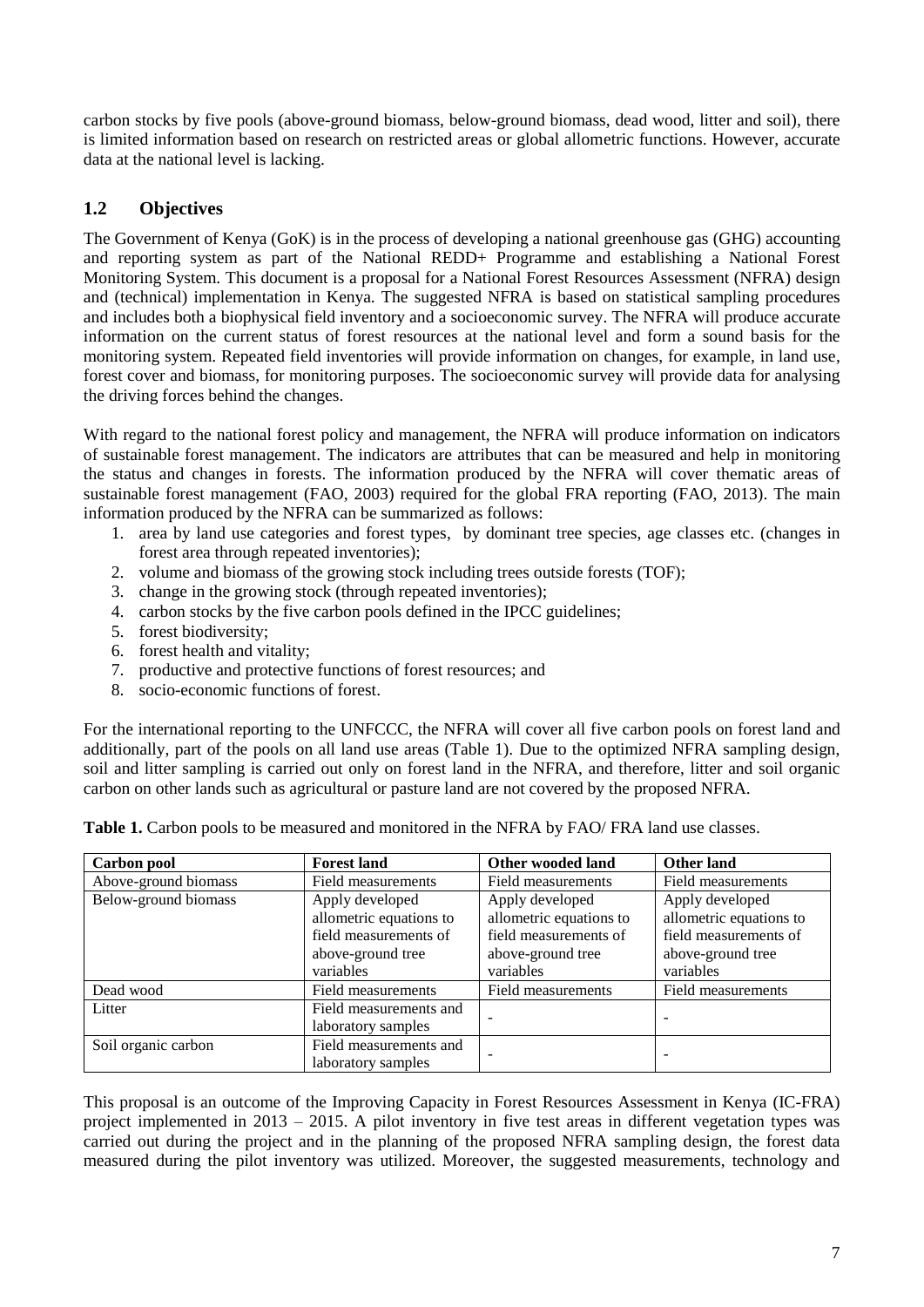carbon stocks by five pools (above-ground biomass, below-ground biomass, dead wood, litter and soil), there is limited information based on research on restricted areas or global allometric functions. However, accurate data at the national level is lacking.

## 1.2 Objectives

The Government of Kenya (GoK) is in the process of developing a national greenhouse gas (GHG) accounting and reporting system as part of the National REDD+ Programme and establishing a National Forest Monitoring System. This document is a proposal for a National Forest Resources Assessment (NFRA) design and (technical) implementation in Kenya. The suggested NFRA is based on statistical sampling procedures and includes both a biophysical field inventory and a socioeconomic survey. The NFRA will produce accurate information on the current status of forest resources at the national level and form a sound basis for the monitoring system. Repeated field inventories will provide information on changes, for example, in land use, forest cover and biomass, for monitoring purposes. The socioeconomic survey will provide data for analysing the driving forces behind the changes.

With regard to the national forest policy and management, the NFRA will produce information on indicators of sustainable forest management. The indicators are attributes that can be measured and help in monitoring the status and changes in forests. The information produced by the NFRA will cover thematic areas of sustainable forest management (FAO, 2003) required for the global FRA reporting (FAO, 2013). The main information produced by the NFRA can be summarized as follows:

1. area by land use categories and forest types, by dominant tree species, age classes etc. (changes in forest area through repeated inventories);
2. volume and biomass of the growing stock including trees outside forests (TOF);
3. change in the growing stock (through repeated inventories);
4. carbon stocks by the five carbon pools defined in the IPCC guidelines;
5. forest biodiversity;
6. forest health and vitality;
7. productive and protective functions of forest resources; and
8. socio-economic functions of forest.

For the international reporting to the UNFCCC, the NFRA will cover all five carbon pools on forest land and additionally, part of the pools on all land use areas (Table 1). Due to the optimized NFRA sampling design, soil and litter sampling is carried out only on forest land in the NFRA, and therefore, litter and soil organic carbon on other lands such as agricultural or pasture land are not covered by the proposed NFRA.

**Table 1.** Carbon pools to be measured and monitored in the NFRA by FAO/ FRA land use classes.

| Carbon pool | Forest land | Other wooded land | Other land |
|---|---|---|---|
| Above-ground biomass | Field measurements | Field measurements | Field measurements |
| Below-ground biomass | Apply developed allometric equations to field measurements of above-ground tree variables | Apply developed allometric equations to field measurements of above-ground tree variables | Apply developed allometric equations to field measurements of above-ground tree variables |
| Dead wood | Field measurements | Field measurements | Field measurements |
| Litter | Field measurements and laboratory samples | - | - |
| Soil organic carbon | Field measurements and laboratory samples | - | - |

This proposal is an outcome of the Improving Capacity in Forest Resources Assessment in Kenya (IC-FRA) project implemented in 2013 – 2015. A pilot inventory in five test areas in different vegetation types was carried out during the project and in the planning of the proposed NFRA sampling design, the forest data measured during the pilot inventory was utilized. Moreover, the suggested measurements, technology and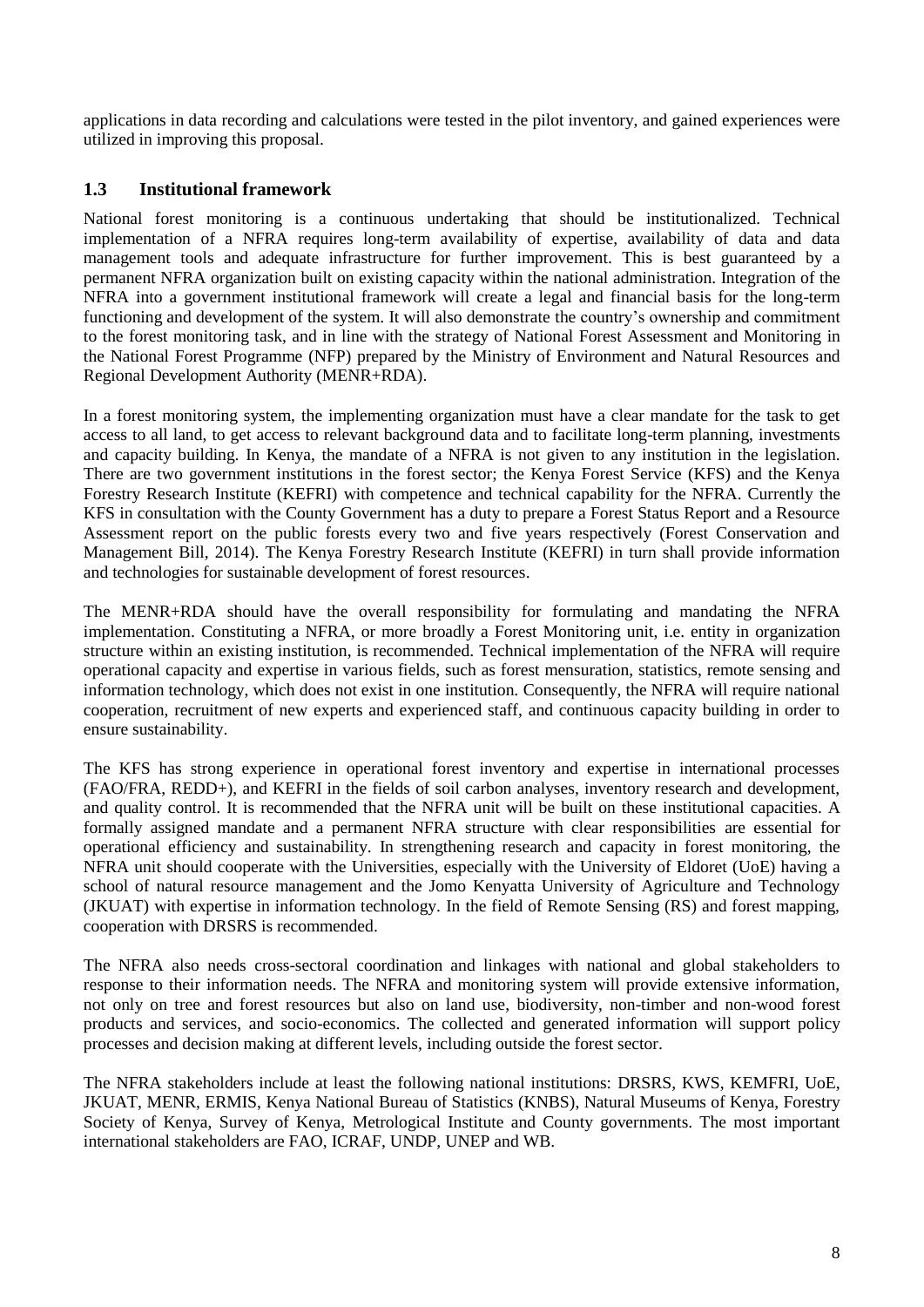applications in data recording and calculations were tested in the pilot inventory, and gained experiences were utilized in improving this proposal.

## 1.3 Institutional framework

National forest monitoring is a continuous undertaking that should be institutionalized. Technical implementation of a NFRA requires long-term availability of expertise, availability of data and data management tools and adequate infrastructure for further improvement. This is best guaranteed by a permanent NFRA organization built on existing capacity within the national administration. Integration of the NFRA into a government institutional framework will create a legal and financial basis for the long-term functioning and development of the system. It will also demonstrate the country's ownership and commitment to the forest monitoring task, and in line with the strategy of National Forest Assessment and Monitoring in the National Forest Programme (NFP) prepared by the Ministry of Environment and Natural Resources and Regional Development Authority (MENR+RDA).

In a forest monitoring system, the implementing organization must have a clear mandate for the task to get access to all land, to get access to relevant background data and to facilitate long-term planning, investments and capacity building. In Kenya, the mandate of a NFRA is not given to any institution in the legislation. There are two government institutions in the forest sector; the Kenya Forest Service (KFS) and the Kenya Forestry Research Institute (KEFRI) with competence and technical capability for the NFRA. Currently the KFS in consultation with the County Government has a duty to prepare a Forest Status Report and a Resource Assessment report on the public forests every two and five years respectively (Forest Conservation and Management Bill, 2014). The Kenya Forestry Research Institute (KEFRI) in turn shall provide information and technologies for sustainable development of forest resources.

The MENR+RDA should have the overall responsibility for formulating and mandating the NFRA implementation. Constituting a NFRA, or more broadly a Forest Monitoring unit, i.e. entity in organization structure within an existing institution, is recommended. Technical implementation of the NFRA will require operational capacity and expertise in various fields, such as forest mensuration, statistics, remote sensing and information technology, which does not exist in one institution. Consequently, the NFRA will require national cooperation, recruitment of new experts and experienced staff, and continuous capacity building in order to ensure sustainability.

The KFS has strong experience in operational forest inventory and expertise in international processes (FAO/FRA, REDD+), and KEFRI in the fields of soil carbon analyses, inventory research and development, and quality control. It is recommended that the NFRA unit will be built on these institutional capacities. A formally assigned mandate and a permanent NFRA structure with clear responsibilities are essential for operational efficiency and sustainability. In strengthening research and capacity in forest monitoring, the NFRA unit should cooperate with the Universities, especially with the University of Eldoret (UoE) having a school of natural resource management and the Jomo Kenyatta University of Agriculture and Technology (JKUAT) with expertise in information technology. In the field of Remote Sensing (RS) and forest mapping, cooperation with DRSRS is recommended.

The NFRA also needs cross-sectoral coordination and linkages with national and global stakeholders to response to their information needs. The NFRA and monitoring system will provide extensive information, not only on tree and forest resources but also on land use, biodiversity, non-timber and non-wood forest products and services, and socio-economics. The collected and generated information will support policy processes and decision making at different levels, including outside the forest sector.

The NFRA stakeholders include at least the following national institutions: DRSRS, KWS, KEMFRI, UoE, JKUAT, MENR, ERMIS, Kenya National Bureau of Statistics (KNBS), Natural Museums of Kenya, Forestry Society of Kenya, Survey of Kenya, Metrological Institute and County governments. The most important international stakeholders are FAO, ICRAF, UNDP, UNEP and WB.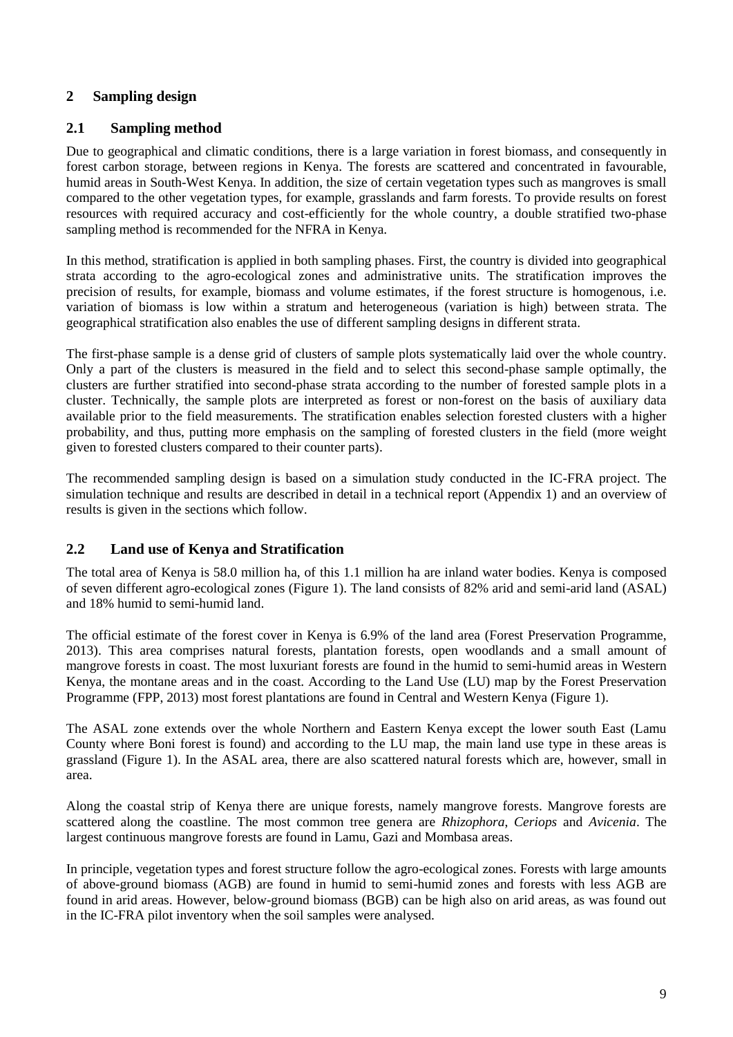## 2 Sampling design

### 2.1 Sampling method

Due to geographical and climatic conditions, there is a large variation in forest biomass, and consequently in forest carbon storage, between regions in Kenya. The forests are scattered and concentrated in favourable, humid areas in South-West Kenya. In addition, the size of certain vegetation types such as mangroves is small compared to the other vegetation types, for example, grasslands and farm forests. To provide results on forest resources with required accuracy and cost-efficiently for the whole country, a double stratified two-phase sampling method is recommended for the NFRA in Kenya.

In this method, stratification is applied in both sampling phases. First, the country is divided into geographical strata according to the agro-ecological zones and administrative units. The stratification improves the precision of results, for example, biomass and volume estimates, if the forest structure is homogenous, i.e. variation of biomass is low within a stratum and heterogeneous (variation is high) between strata. The geographical stratification also enables the use of different sampling designs in different strata.

The first-phase sample is a dense grid of clusters of sample plots systematically laid over the whole country. Only a part of the clusters is measured in the field and to select this second-phase sample optimally, the clusters are further stratified into second-phase strata according to the number of forested sample plots in a cluster. Technically, the sample plots are interpreted as forest or non-forest on the basis of auxiliary data available prior to the field measurements. The stratification enables selection forested clusters with a higher probability, and thus, putting more emphasis on the sampling of forested clusters in the field (more weight given to forested clusters compared to their counter parts).

The recommended sampling design is based on a simulation study conducted in the IC-FRA project. The simulation technique and results are described in detail in a technical report (Appendix 1) and an overview of results is given in the sections which follow.

### 2.2 Land use of Kenya and Stratification

The total area of Kenya is 58.0 million ha, of this 1.1 million ha are inland water bodies. Kenya is composed of seven different agro-ecological zones (Figure 1). The land consists of 82% arid and semi-arid land (ASAL) and 18% humid to semi-humid land.

The official estimate of the forest cover in Kenya is 6.9% of the land area (Forest Preservation Programme, 2013). This area comprises natural forests, plantation forests, open woodlands and a small amount of mangrove forests in coast. The most luxuriant forests are found in the humid to semi-humid areas in Western Kenya, the montane areas and in the coast. According to the Land Use (LU) map by the Forest Preservation Programme (FPP, 2013) most forest plantations are found in Central and Western Kenya (Figure 1).

The ASAL zone extends over the whole Northern and Eastern Kenya except the lower south East (Lamu County where Boni forest is found) and according to the LU map, the main land use type in these areas is grassland (Figure 1). In the ASAL area, there are also scattered natural forests which are, however, small in area.

Along the coastal strip of Kenya there are unique forests, namely mangrove forests. Mangrove forests are scattered along the coastline. The most common tree genera are *Rhizophora*, *Ceriops* and *Avicenia*. The largest continuous mangrove forests are found in Lamu, Gazi and Mombasa areas.

In principle, vegetation types and forest structure follow the agro-ecological zones. Forests with large amounts of above-ground biomass (AGB) are found in humid to semi-humid zones and forests with less AGB are found in arid areas. However, below-ground biomass (BGB) can be high also on arid areas, as was found out in the IC-FRA pilot inventory when the soil samples were analysed.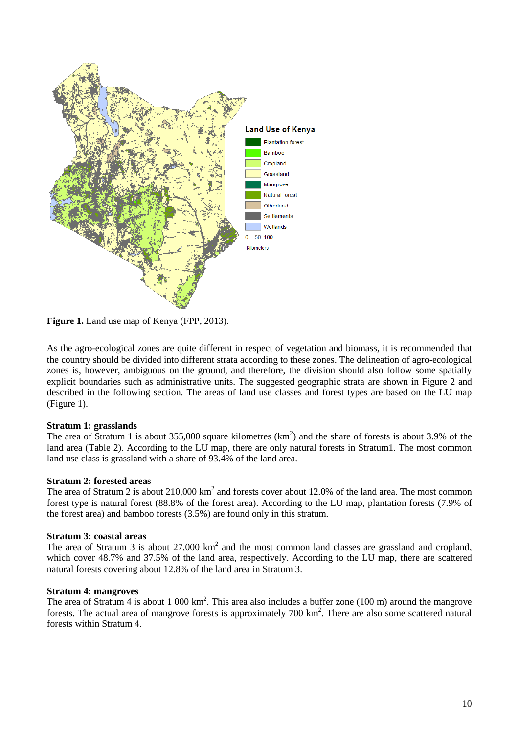**Figure 1.** Land use map of Kenya (FPP, 2013).

As the agro-ecological zones are quite different in respect of vegetation and biomass, it is recommended that the country should be divided into different strata according to these zones. The delineation of agro-ecological zones is, however, ambiguous on the ground, and therefore, the division should also follow some spatially explicit boundaries such as administrative units. The suggested geographic strata are shown in Figure 2 and described in the following section. The areas of land use classes and forest types are based on the LU map (Figure 1).

**Stratum 1: grasslands**

The area of Stratum 1 is about 355,000 square kilometres ($km^2$) and the share of forests is about 3.9% of the land area (Table 2). According to the LU map, there are only natural forests in Stratum1. The most common land use class is grassland with a share of 93.4% of the land area.

**Stratum 2: forested areas**

The area of Stratum 2 is about 210,000 $km^2$ and forests cover about 12.0% of the land area. The most common forest type is natural forest (88.8% of the forest area). According to the LU map, plantation forests (7.9% of the forest area) and bamboo forests (3.5%) are found only in this stratum.

**Stratum 3: coastal areas**

The area of Stratum 3 is about 27,000 $km^2$ and the most common land classes are grassland and cropland, which cover 48.7% and 37.5% of the land area, respectively. According to the LU map, there are scattered natural forests covering about 12.8% of the land area in Stratum 3.

**Stratum 4: mangroves**

The area of Stratum 4 is about 1 000 $km^2$. This area also includes a buffer zone (100 m) around the mangrove forests. The actual area of mangrove forests is approximately 700 $km^2$. There are also some scattered natural forests within Stratum 4.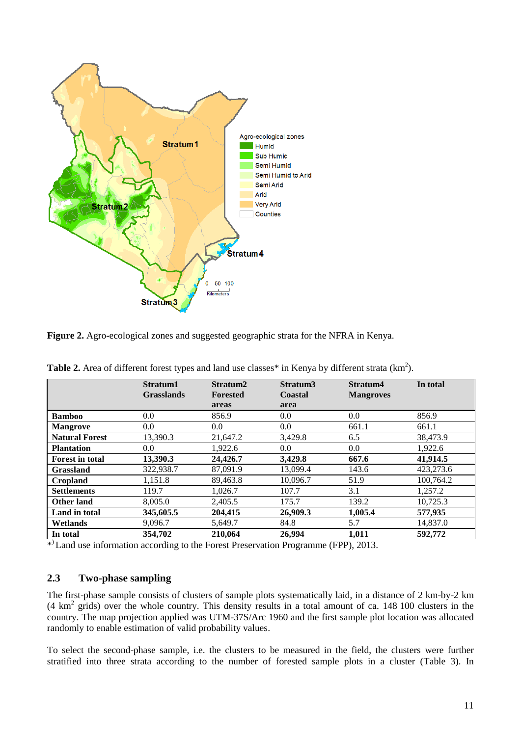**Figure 2.** Agro-ecological zones and suggested geographic strata for the NFRA in Kenya.

**Table 2.** Area of different forest types and land use classes* in Kenya by different strata (km$^2$).

| | **Stratum1 Grasslands** | **Stratum2 Forested areas** | **Stratum3 Coastal area** | **Stratum4 Mangroves** | **In total** |
|---|---|---|---|---|---|
| **Bamboo** | 0.0 | 856.9 | 0.0 | 0.0 | 856.9 |
| **Mangrove** | 0.0 | 0.0 | 0.0 | 661.1 | 661.1 |
| **Natural Forest** | 13,390.3 | 21,647.2 | 3,429.8 | 6.5 | 38,473.9 |
| **Plantation** | 0.0 | 1,922.6 | 0.0 | 0.0 | 1,922.6 |
| **Forest in total** | **13,390.3** | **24,426.7** | **3,429.8** | **667.6** | **41,914.5** |
| **Grassland** | 322,938.7 | 87,091.9 | 13,099.4 | 143.6 | 423,273.6 |
| **Cropland** | 1,151.8 | 89,463.8 | 10,096.7 | 51.9 | 100,764.2 |
| **Settlements** | 119.7 | 1,026.7 | 107.7 | 3.1 | 1,257.2 |
| **Other land** | 8,005.0 | 2,405.5 | 175.7 | 139.2 | 10,725.3 |
| **Land in total** | **345,605.5** | **204,415** | **26,909.3** | **1,005.4** | **577,935** |
| **Wetlands** | 9,096.7 | 5,649.7 | 84.8 | 5.7 | 14,837.0 |
| **In total** | **354,702** | **210,064** | **26,994** | **1,011** | **592,772** |

*) Land use information according to the Forest Preservation Programme (FPP), 2013.

## 2.3 Two-phase sampling

The first-phase sample consists of clusters of sample plots systematically laid, in a distance of 2 km-by-2 km (4 km$^2$ grids) over the whole country. This density results in a total amount of ca. 148 100 clusters in the country. The map projection applied was UTM-37S/Arc 1960 and the first sample plot location was allocated randomly to enable estimation of valid probability values.

To select the second-phase sample, i.e. the clusters to be measured in the field, the clusters were further stratified into three strata according to the number of forested sample plots in a cluster (Table 3). In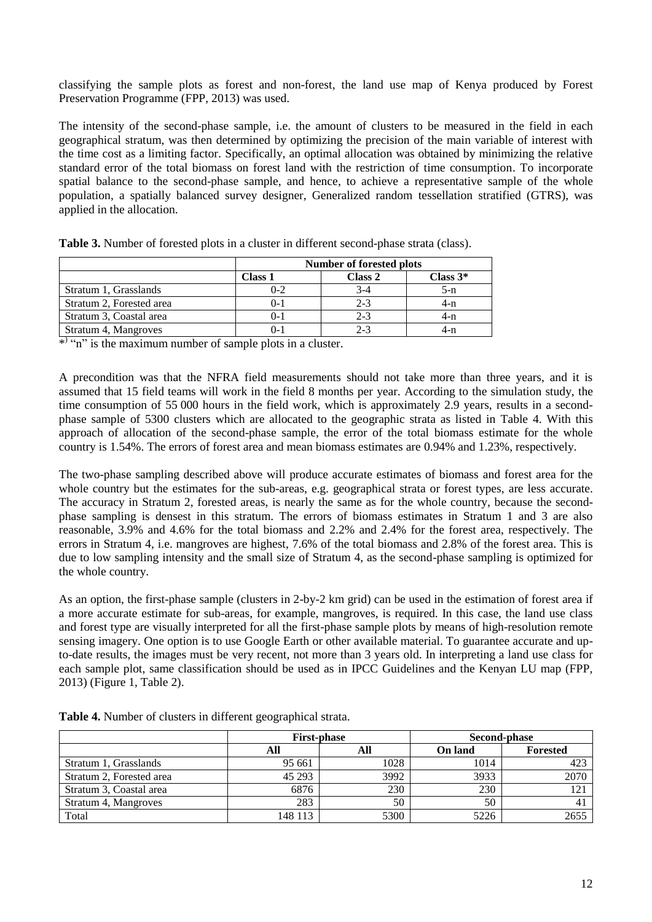classifying the sample plots as forest and non-forest, the land use map of Kenya produced by Forest Preservation Programme (FPP, 2013) was used.

The intensity of the second-phase sample, i.e. the amount of clusters to be measured in the field in each geographical stratum, was then determined by optimizing the precision of the main variable of interest with the time cost as a limiting factor. Specifically, an optimal allocation was obtained by minimizing the relative standard error of the total biomass on forest land with the restriction of time consumption. To incorporate spatial balance to the second-phase sample, and hence, to achieve a representative sample of the whole population, a spatially balanced survey designer, Generalized random tessellation stratified (GTRS), was applied in the allocation.

**Table 3.** Number of forested plots in a cluster in different second-phase strata (class).

| | Number of forested plots | | |
|---|---|---|---|
| | **Class 1** | **Class 2** | **Class 3*** |
| Stratum 1, Grasslands | 0-2 | 3-4 | 5-n |
| Stratum 2, Forested area | 0-1 | 2-3 | 4-n |
| Stratum 3, Coastal area | 0-1 | 2-3 | 4-n |
| Stratum 4, Mangroves | 0-1 | 2-3 | 4-n |

*) "n" is the maximum number of sample plots in a cluster.

A precondition was that the NFRA field measurements should not take more than three years, and it is assumed that 15 field teams will work in the field 8 months per year. According to the simulation study, the time consumption of 55 000 hours in the field work, which is approximately 2.9 years, results in a second-phase sample of 5300 clusters which are allocated to the geographic strata as listed in Table 4. With this approach of allocation of the second-phase sample, the error of the total biomass estimate for the whole country is 1.54%. The errors of forest area and mean biomass estimates are 0.94% and 1.23%, respectively.

The two-phase sampling described above will produce accurate estimates of biomass and forest area for the whole country but the estimates for the sub-areas, e.g. geographical strata or forest types, are less accurate. The accuracy in Stratum 2, forested areas, is nearly the same as for the whole country, because the second-phase sampling is densest in this stratum. The errors of biomass estimates in Stratum 1 and 3 are also reasonable, 3.9% and 4.6% for the total biomass and 2.2% and 2.4% for the forest area, respectively. The errors in Stratum 4, i.e. mangroves are highest, 7.6% of the total biomass and 2.8% of the forest area. This is due to low sampling intensity and the small size of Stratum 4, as the second-phase sampling is optimized for the whole country.

As an option, the first-phase sample (clusters in 2-by-2 km grid) can be used in the estimation of forest area if a more accurate estimate for sub-areas, for example, mangroves, is required. In this case, the land use class and forest type are visually interpreted for all the first-phase sample plots by means of high-resolution remote sensing imagery. One option is to use Google Earth or other available material. To guarantee accurate and up-to-date results, the images must be very recent, not more than 3 years old. In interpreting a land use class for each sample plot, same classification should be used as in IPCC Guidelines and the Kenyan LU map (FPP, 2013) (Figure 1, Table 2).

**Table 4.** Number of clusters in different geographical strata.

| | First-phase | Second-phase | | |
|---|---|---|---|---|
| | **All** | **All** | **On land** | **Forested** |
| Stratum 1, Grasslands | 95 661 | 1028 | 1014 | 423 |
| Stratum 2, Forested area | 45 293 | 3992 | 3933 | 2070 |
| Stratum 3, Coastal area | 6876 | 230 | 230 | 121 |
| Stratum 4, Mangroves | 283 | 50 | 50 | 41 |
| Total | 148 113 | 5300 | 5226 | 2655 |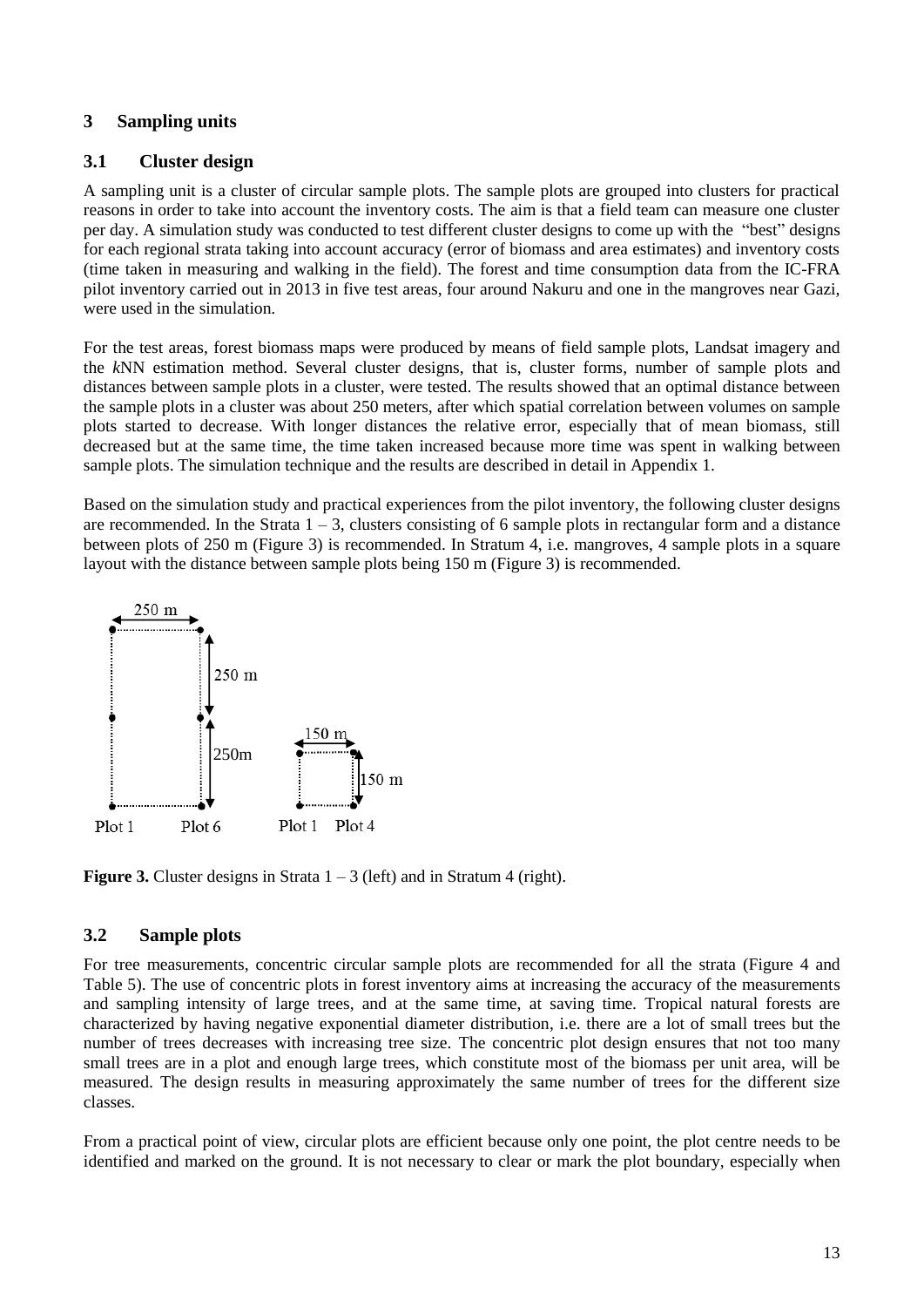## 3 Sampling units

### 3.1 Cluster design

A sampling unit is a cluster of circular sample plots. The sample plots are grouped into clusters for practical reasons in order to take into account the inventory costs. The aim is that a field team can measure one cluster per day. A simulation study was conducted to test different cluster designs to come up with the "best" designs for each regional strata taking into account accuracy (error of biomass and area estimates) and inventory costs (time taken in measuring and walking in the field). The forest and time consumption data from the IC-FRA pilot inventory carried out in 2013 in five test areas, four around Nakuru and one in the mangroves near Gazi, were used in the simulation.

For the test areas, forest biomass maps were produced by means of field sample plots, Landsat imagery and the *k*NN estimation method. Several cluster designs, that is, cluster forms, number of sample plots and distances between sample plots in a cluster, were tested. The results showed that an optimal distance between the sample plots in a cluster was about 250 meters, after which spatial correlation between volumes on sample plots started to decrease. With longer distances the relative error, especially that of mean biomass, still decreased but at the same time, the time taken increased because more time was spent in walking between sample plots. The simulation technique and the results are described in detail in Appendix 1.

Based on the simulation study and practical experiences from the pilot inventory, the following cluster designs are recommended. In the Strata 1 – 3, clusters consisting of 6 sample plots in rectangular form and a distance between plots of 250 m (Figure 3) is recommended. In Stratum 4, i.e. mangroves, 4 sample plots in a square layout with the distance between sample plots being 150 m (Figure 3) is recommended.

250 m 250 m 250m Plot 1 Plot 6 150 m 150 m Plot 1 Plot 4

**Figure 3.** Cluster designs in Strata 1 – 3 (left) and in Stratum 4 (right).

### 3.2 Sample plots

For tree measurements, concentric circular sample plots are recommended for all the strata (Figure 4 and Table 5). The use of concentric plots in forest inventory aims at increasing the accuracy of the measurements and sampling intensity of large trees, and at the same time, at saving time. Tropical natural forests are characterized by having negative exponential diameter distribution, i.e. there are a lot of small trees but the number of trees decreases with increasing tree size. The concentric plot design ensures that not too many small trees are in a plot and enough large trees, which constitute most of the biomass per unit area, will be measured. The design results in measuring approximately the same number of trees for the different size classes.

From a practical point of view, circular plots are efficient because only one point, the plot centre needs to be identified and marked on the ground. It is not necessary to clear or mark the plot boundary, especially when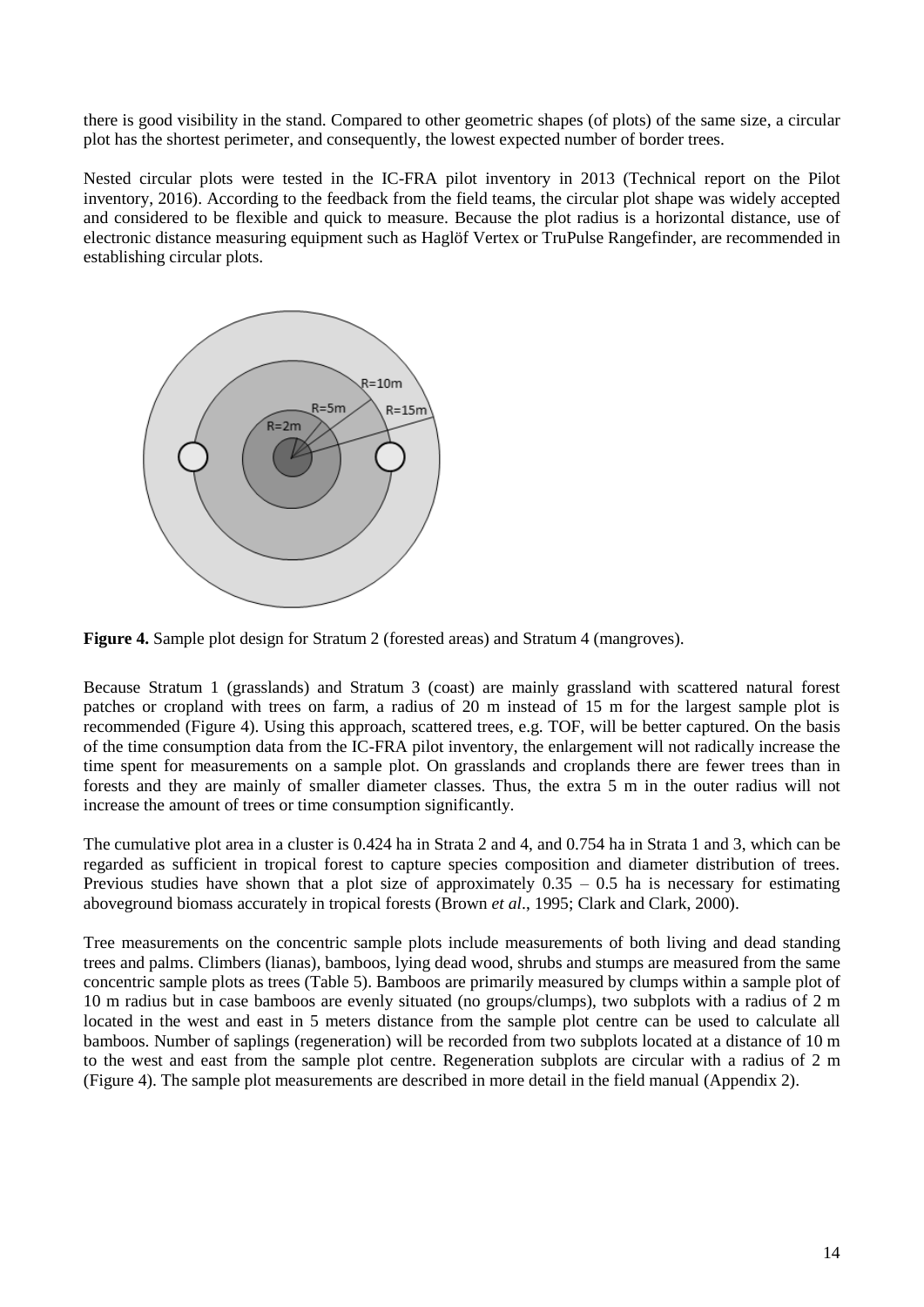there is good visibility in the stand. Compared to other geometric shapes (of plots) of the same size, a circular plot has the shortest perimeter, and consequently, the lowest expected number of border trees.

Nested circular plots were tested in the IC-FRA pilot inventory in 2013 (Technical report on the Pilot inventory, 2016). According to the feedback from the field teams, the circular plot shape was widely accepted and considered to be flexible and quick to measure. Because the plot radius is a horizontal distance, use of electronic distance measuring equipment such as Haglöf Vertex or TruPulse Rangefinder, are recommended in establishing circular plots.

**Figure 4.** Sample plot design for Stratum 2 (forested areas) and Stratum 4 (mangroves).

Because Stratum 1 (grasslands) and Stratum 3 (coast) are mainly grassland with scattered natural forest patches or cropland with trees on farm, a radius of 20 m instead of 15 m for the largest sample plot is recommended (Figure 4). Using this approach, scattered trees, e.g. TOF, will be better captured. On the basis of the time consumption data from the IC-FRA pilot inventory, the enlargement will not radically increase the time spent for measurements on a sample plot. On grasslands and croplands there are fewer trees than in forests and they are mainly of smaller diameter classes. Thus, the extra 5 m in the outer radius will not increase the amount of trees or time consumption significantly.

The cumulative plot area in a cluster is 0.424 ha in Strata 2 and 4, and 0.754 ha in Strata 1 and 3, which can be regarded as sufficient in tropical forest to capture species composition and diameter distribution of trees. Previous studies have shown that a plot size of approximately 0.35 – 0.5 ha is necessary for estimating aboveground biomass accurately in tropical forests (Brown *et al*., 1995; Clark and Clark, 2000).

Tree measurements on the concentric sample plots include measurements of both living and dead standing trees and palms. Climbers (lianas), bamboos, lying dead wood, shrubs and stumps are measured from the same concentric sample plots as trees (Table 5). Bamboos are primarily measured by clumps within a sample plot of 10 m radius but in case bamboos are evenly situated (no groups/clumps), two subplots with a radius of 2 m located in the west and east in 5 meters distance from the sample plot centre can be used to calculate all bamboos. Number of saplings (regeneration) will be recorded from two subplots located at a distance of 10 m to the west and east from the sample plot centre. Regeneration subplots are circular with a radius of 2 m (Figure 4). The sample plot measurements are described in more detail in the field manual (Appendix 2).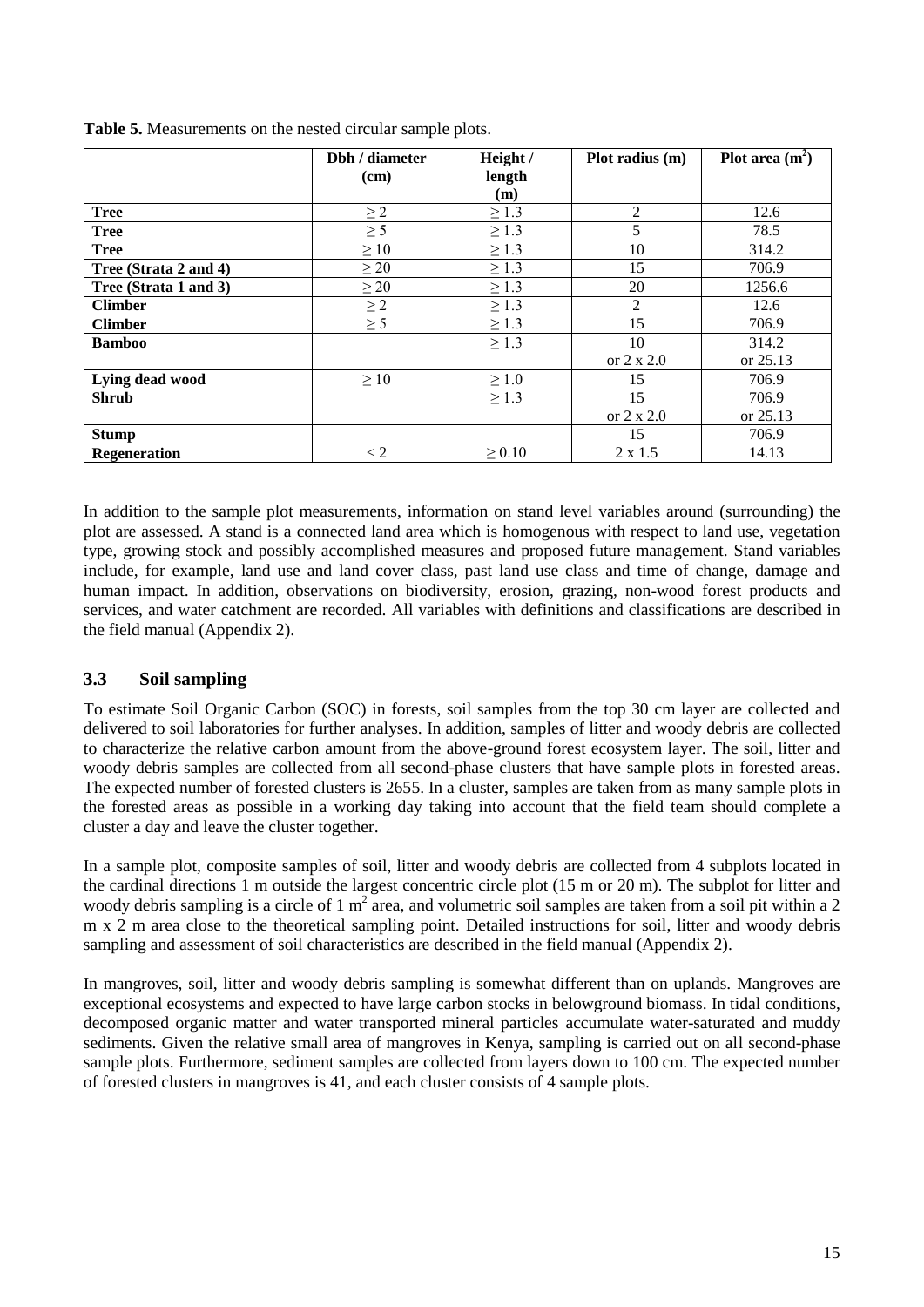**Table 5.** Measurements on the nested circular sample plots.

| | Dbh / diameter (cm) | Height / length (m) | Plot radius (m) | Plot area ($m^2$) |
|---|---|---|---|---|
| **Tree** | ≥ 2 | ≥ 1.3 | 2 | 12.6 |
| **Tree** | ≥ 5 | ≥ 1.3 | 5 | 78.5 |
| **Tree** | ≥ 10 | ≥ 1.3 | 10 | 314.2 |
| **Tree (Strata 2 and 4)** | ≥ 20 | ≥ 1.3 | 15 | 706.9 |
| **Tree (Strata 1 and 3)** | ≥ 20 | ≥ 1.3 | 20 | 1256.6 |
| **Climber** | ≥ 2 | ≥ 1.3 | 2 | 12.6 |
| **Climber** | ≥ 5 | ≥ 1.3 | 15 | 706.9 |
| **Bamboo** | | ≥ 1.3 | 10 or 2 x 2.0 | 314.2 or 25.13 |
| **Lying dead wood** | ≥ 10 | ≥ 1.0 | 15 | 706.9 |
| **Shrub** | | ≥ 1.3 | 15 or 2 x 2.0 | 706.9 or 25.13 |
| **Stump** | | | 15 | 706.9 |
| **Regeneration** | < 2 | ≥ 0.10 | 2 x 1.5 | 14.13 |

In addition to the sample plot measurements, information on stand level variables around (surrounding) the plot are assessed. A stand is a connected land area which is homogenous with respect to land use, vegetation type, growing stock and possibly accomplished measures and proposed future management. Stand variables include, for example, land use and land cover class, past land use class and time of change, damage and human impact. In addition, observations on biodiversity, erosion, grazing, non-wood forest products and services, and water catchment are recorded. All variables with definitions and classifications are described in the field manual (Appendix 2).

### 3.3 Soil sampling

To estimate Soil Organic Carbon (SOC) in forests, soil samples from the top 30 cm layer are collected and delivered to soil laboratories for further analyses. In addition, samples of litter and woody debris are collected to characterize the relative carbon amount from the above-ground forest ecosystem layer. The soil, litter and woody debris samples are collected from all second-phase clusters that have sample plots in forested areas. The expected number of forested clusters is 2655. In a cluster, samples are taken from as many sample plots in the forested areas as possible in a working day taking into account that the field team should complete a cluster a day and leave the cluster together.

In a sample plot, composite samples of soil, litter and woody debris are collected from 4 subplots located in the cardinal directions 1 m outside the largest concentric circle plot (15 m or 20 m). The subplot for litter and woody debris sampling is a circle of 1 $m^2$ area, and volumetric soil samples are taken from a soil pit within a 2 m x 2 m area close to the theoretical sampling point. Detailed instructions for soil, litter and woody debris sampling and assessment of soil characteristics are described in the field manual (Appendix 2).

In mangroves, soil, litter and woody debris sampling is somewhat different than on uplands. Mangroves are exceptional ecosystems and expected to have large carbon stocks in belowground biomass. In tidal conditions, decomposed organic matter and water transported mineral particles accumulate water-saturated and muddy sediments. Given the relative small area of mangroves in Kenya, sampling is carried out on all second-phase sample plots. Furthermore, sediment samples are collected from layers down to 100 cm. The expected number of forested clusters in mangroves is 41, and each cluster consists of 4 sample plots.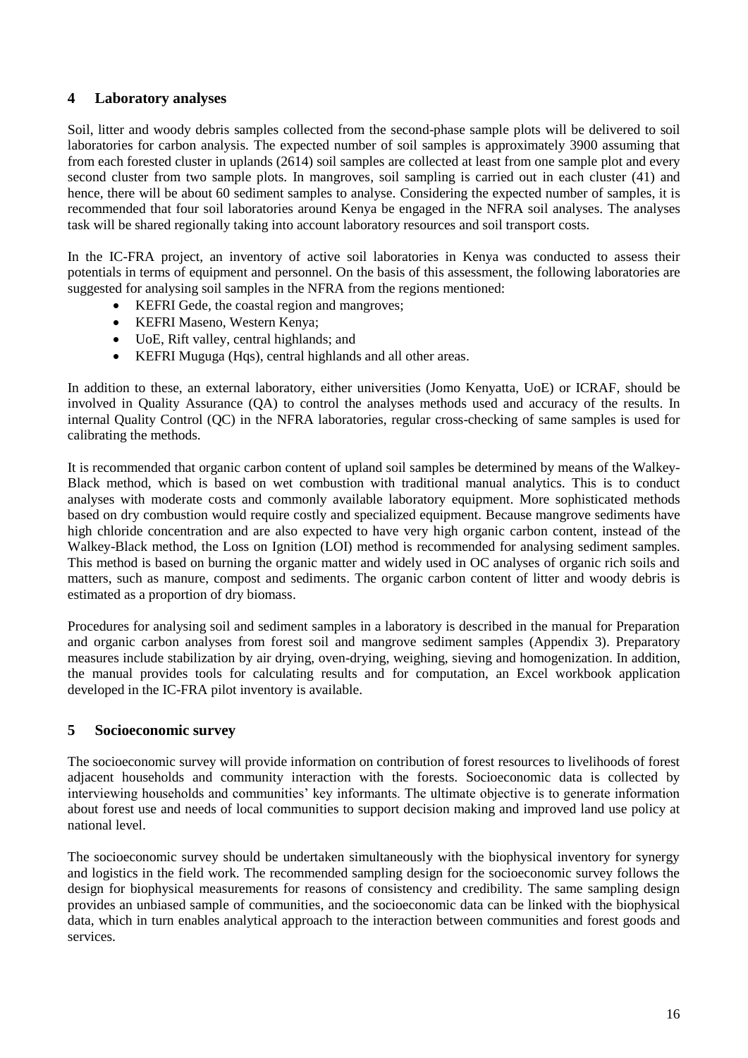## 4 Laboratory analyses

Soil, litter and woody debris samples collected from the second-phase sample plots will be delivered to soil laboratories for carbon analysis. The expected number of soil samples is approximately 3900 assuming that from each forested cluster in uplands (2614) soil samples are collected at least from one sample plot and every second cluster from two sample plots. In mangroves, soil sampling is carried out in each cluster (41) and hence, there will be about 60 sediment samples to analyse. Considering the expected number of samples, it is recommended that four soil laboratories around Kenya be engaged in the NFRA soil analyses. The analyses task will be shared regionally taking into account laboratory resources and soil transport costs.

In the IC-FRA project, an inventory of active soil laboratories in Kenya was conducted to assess their potentials in terms of equipment and personnel. On the basis of this assessment, the following laboratories are suggested for analysing soil samples in the NFRA from the regions mentioned:

- KEFRI Gede, the coastal region and mangroves;
- KEFRI Maseno, Western Kenya;
- UoE, Rift valley, central highlands; and
- KEFRI Muguga (Hqs), central highlands and all other areas.

In addition to these, an external laboratory, either universities (Jomo Kenyatta, UoE) or ICRAF, should be involved in Quality Assurance (QA) to control the analyses methods used and accuracy of the results. In internal Quality Control (QC) in the NFRA laboratories, regular cross-checking of same samples is used for calibrating the methods.

It is recommended that organic carbon content of upland soil samples be determined by means of the Walkey-Black method, which is based on wet combustion with traditional manual analytics. This is to conduct analyses with moderate costs and commonly available laboratory equipment. More sophisticated methods based on dry combustion would require costly and specialized equipment. Because mangrove sediments have high chloride concentration and are also expected to have very high organic carbon content, instead of the Walkey-Black method, the Loss on Ignition (LOI) method is recommended for analysing sediment samples. This method is based on burning the organic matter and widely used in OC analyses of organic rich soils and matters, such as manure, compost and sediments. The organic carbon content of litter and woody debris is estimated as a proportion of dry biomass.

Procedures for analysing soil and sediment samples in a laboratory is described in the manual for Preparation and organic carbon analyses from forest soil and mangrove sediment samples (Appendix 3). Preparatory measures include stabilization by air drying, oven-drying, weighing, sieving and homogenization. In addition, the manual provides tools for calculating results and for computation, an Excel workbook application developed in the IC-FRA pilot inventory is available.

## 5 Socioeconomic survey

The socioeconomic survey will provide information on contribution of forest resources to livelihoods of forest adjacent households and community interaction with the forests. Socioeconomic data is collected by interviewing households and communities' key informants. The ultimate objective is to generate information about forest use and needs of local communities to support decision making and improved land use policy at national level.

The socioeconomic survey should be undertaken simultaneously with the biophysical inventory for synergy and logistics in the field work. The recommended sampling design for the socioeconomic survey follows the design for biophysical measurements for reasons of consistency and credibility. The same sampling design provides an unbiased sample of communities, and the socioeconomic data can be linked with the biophysical data, which in turn enables analytical approach to the interaction between communities and forest goods and services.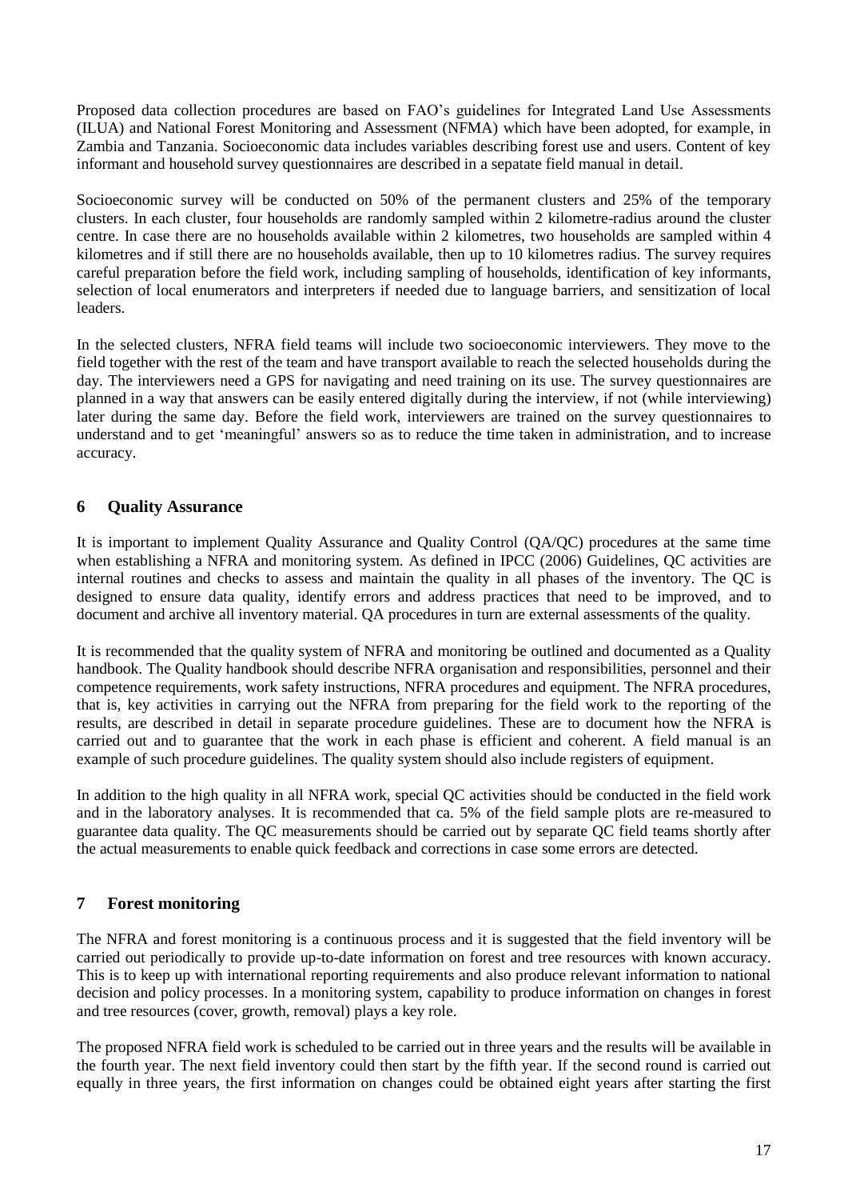Proposed data collection procedures are based on FAO's guidelines for Integrated Land Use Assessments (ILUA) and National Forest Monitoring and Assessment (NFMA) which have been adopted, for example, in Zambia and Tanzania. Socioeconomic data includes variables describing forest use and users. Content of key informant and household survey questionnaires are described in a sepatate field manual in detail.

Socioeconomic survey will be conducted on 50% of the permanent clusters and 25% of the temporary clusters. In each cluster, four households are randomly sampled within 2 kilometre-radius around the cluster centre. In case there are no households available within 2 kilometres, two households are sampled within 4 kilometres and if still there are no households available, then up to 10 kilometres radius. The survey requires careful preparation before the field work, including sampling of households, identification of key informants, selection of local enumerators and interpreters if needed due to language barriers, and sensitization of local leaders.

In the selected clusters, NFRA field teams will include two socioeconomic interviewers. They move to the field together with the rest of the team and have transport available to reach the selected households during the day. The interviewers need a GPS for navigating and need training on its use. The survey questionnaires are planned in a way that answers can be easily entered digitally during the interview, if not (while interviewing) later during the same day. Before the field work, interviewers are trained on the survey questionnaires to understand and to get 'meaningful' answers so as to reduce the time taken in administration, and to increase accuracy.

## 6 Quality Assurance

It is important to implement Quality Assurance and Quality Control (QA/QC) procedures at the same time when establishing a NFRA and monitoring system. As defined in IPCC (2006) Guidelines, QC activities are internal routines and checks to assess and maintain the quality in all phases of the inventory. The QC is designed to ensure data quality, identify errors and address practices that need to be improved, and to document and archive all inventory material. QA procedures in turn are external assessments of the quality.

It is recommended that the quality system of NFRA and monitoring be outlined and documented as a Quality handbook. The Quality handbook should describe NFRA organisation and responsibilities, personnel and their competence requirements, work safety instructions, NFRA procedures and equipment. The NFRA procedures, that is, key activities in carrying out the NFRA from preparing for the field work to the reporting of the results, are described in detail in separate procedure guidelines. These are to document how the NFRA is carried out and to guarantee that the work in each phase is efficient and coherent. A field manual is an example of such procedure guidelines. The quality system should also include registers of equipment.

In addition to the high quality in all NFRA work, special QC activities should be conducted in the field work and in the laboratory analyses. It is recommended that ca. 5% of the field sample plots are re-measured to guarantee data quality. The QC measurements should be carried out by separate QC field teams shortly after the actual measurements to enable quick feedback and corrections in case some errors are detected.

## 7 Forest monitoring

The NFRA and forest monitoring is a continuous process and it is suggested that the field inventory will be carried out periodically to provide up-to-date information on forest and tree resources with known accuracy. This is to keep up with international reporting requirements and also produce relevant information to national decision and policy processes. In a monitoring system, capability to produce information on changes in forest and tree resources (cover, growth, removal) plays a key role.

The proposed NFRA field work is scheduled to be carried out in three years and the results will be available in the fourth year. The next field inventory could then start by the fifth year. If the second round is carried out equally in three years, the first information on changes could be obtained eight years after starting the first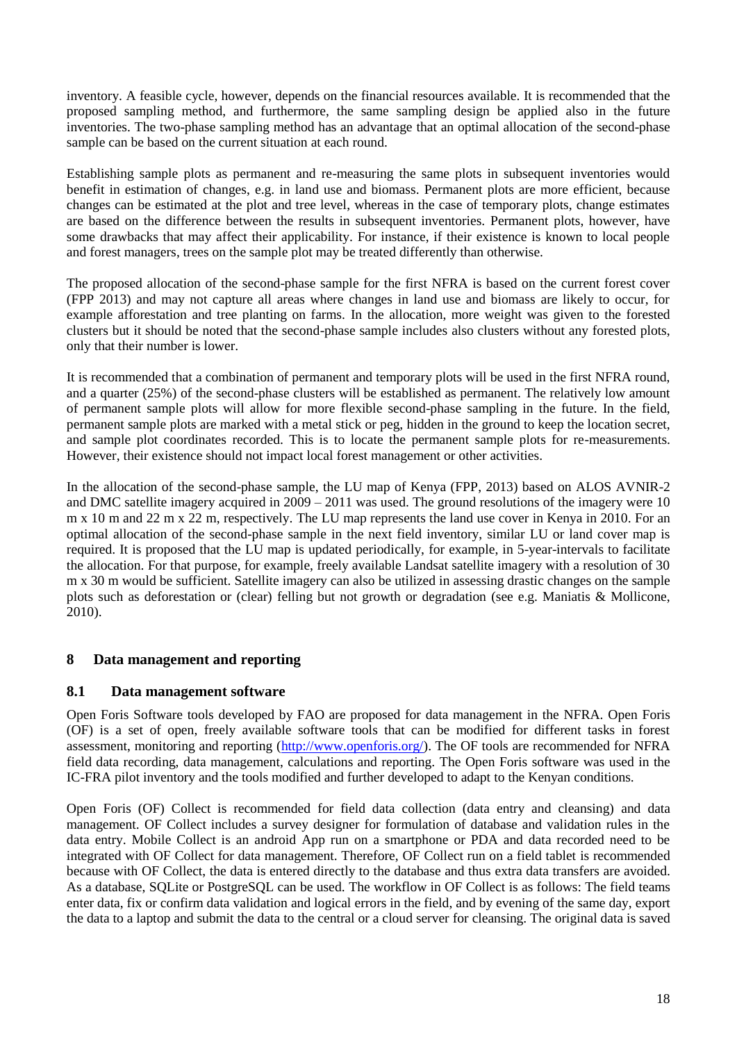inventory. A feasible cycle, however, depends on the financial resources available. It is recommended that the proposed sampling method, and furthermore, the same sampling design be applied also in the future inventories. The two-phase sampling method has an advantage that an optimal allocation of the second-phase sample can be based on the current situation at each round.

Establishing sample plots as permanent and re-measuring the same plots in subsequent inventories would benefit in estimation of changes, e.g. in land use and biomass. Permanent plots are more efficient, because changes can be estimated at the plot and tree level, whereas in the case of temporary plots, change estimates are based on the difference between the results in subsequent inventories. Permanent plots, however, have some drawbacks that may affect their applicability. For instance, if their existence is known to local people and forest managers, trees on the sample plot may be treated differently than otherwise.

The proposed allocation of the second-phase sample for the first NFRA is based on the current forest cover (FPP 2013) and may not capture all areas where changes in land use and biomass are likely to occur, for example afforestation and tree planting on farms. In the allocation, more weight was given to the forested clusters but it should be noted that the second-phase sample includes also clusters without any forested plots, only that their number is lower.

It is recommended that a combination of permanent and temporary plots will be used in the first NFRA round, and a quarter (25%) of the second-phase clusters will be established as permanent. The relatively low amount of permanent sample plots will allow for more flexible second-phase sampling in the future. In the field, permanent sample plots are marked with a metal stick or peg, hidden in the ground to keep the location secret, and sample plot coordinates recorded. This is to locate the permanent sample plots for re-measurements. However, their existence should not impact local forest management or other activities.

In the allocation of the second-phase sample, the LU map of Kenya (FPP, 2013) based on ALOS AVNIR-2 and DMC satellite imagery acquired in 2009 – 2011 was used. The ground resolutions of the imagery were 10 m x 10 m and 22 m x 22 m, respectively. The LU map represents the land use cover in Kenya in 2010. For an optimal allocation of the second-phase sample in the next field inventory, similar LU or land cover map is required. It is proposed that the LU map is updated periodically, for example, in 5-year-intervals to facilitate the allocation. For that purpose, for example, freely available Landsat satellite imagery with a resolution of 30 m x 30 m would be sufficient. Satellite imagery can also be utilized in assessing drastic changes on the sample plots such as deforestation or (clear) felling but not growth or degradation (see e.g. Maniatis & Mollicone, 2010).

# 8 Data management and reporting

## 8.1 Data management software

Open Foris Software tools developed by FAO are proposed for data management in the NFRA. Open Foris (OF) is a set of open, freely available software tools that can be modified for different tasks in forest assessment, monitoring and reporting (http://www.openforis.org/). The OF tools are recommended for NFRA field data recording, data management, calculations and reporting. The Open Foris software was used in the IC-FRA pilot inventory and the tools modified and further developed to adapt to the Kenyan conditions.

Open Foris (OF) Collect is recommended for field data collection (data entry and cleansing) and data management. OF Collect includes a survey designer for formulation of database and validation rules in the data entry. Mobile Collect is an android App run on a smartphone or PDA and data recorded need to be integrated with OF Collect for data management. Therefore, OF Collect run on a field tablet is recommended because with OF Collect, the data is entered directly to the database and thus extra data transfers are avoided. As a database, SQLite or PostgreSQL can be used. The workflow in OF Collect is as follows: The field teams enter data, fix or confirm data validation and logical errors in the field, and by evening of the same day, export the data to a laptop and submit the data to the central or a cloud server for cleansing. The original data is saved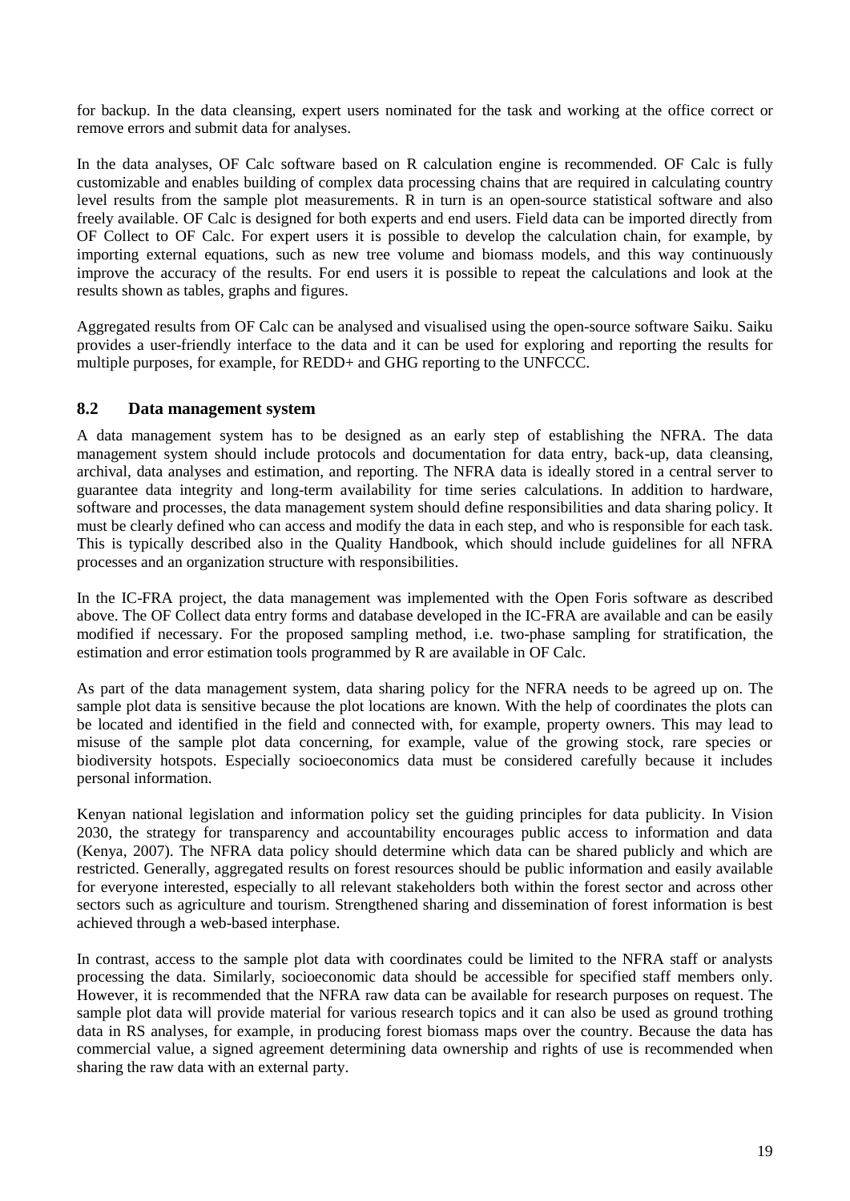for backup. In the data cleansing, expert users nominated for the task and working at the office correct or remove errors and submit data for analyses.

In the data analyses, OF Calc software based on R calculation engine is recommended. OF Calc is fully customizable and enables building of complex data processing chains that are required in calculating country level results from the sample plot measurements. R in turn is an open-source statistical software and also freely available. OF Calc is designed for both experts and end users. Field data can be imported directly from OF Collect to OF Calc. For expert users it is possible to develop the calculation chain, for example, by importing external equations, such as new tree volume and biomass models, and this way continuously improve the accuracy of the results. For end users it is possible to repeat the calculations and look at the results shown as tables, graphs and figures.

Aggregated results from OF Calc can be analysed and visualised using the open-source software Saiku. Saiku provides a user-friendly interface to the data and it can be used for exploring and reporting the results for multiple purposes, for example, for REDD+ and GHG reporting to the UNFCCC.

## 8.2 Data management system

A data management system has to be designed as an early step of establishing the NFRA. The data management system should include protocols and documentation for data entry, back-up, data cleansing, archival, data analyses and estimation, and reporting. The NFRA data is ideally stored in a central server to guarantee data integrity and long-term availability for time series calculations. In addition to hardware, software and processes, the data management system should define responsibilities and data sharing policy. It must be clearly defined who can access and modify the data in each step, and who is responsible for each task. This is typically described also in the Quality Handbook, which should include guidelines for all NFRA processes and an organization structure with responsibilities.

In the IC-FRA project, the data management was implemented with the Open Foris software as described above. The OF Collect data entry forms and database developed in the IC-FRA are available and can be easily modified if necessary. For the proposed sampling method, i.e. two-phase sampling for stratification, the estimation and error estimation tools programmed by R are available in OF Calc.

As part of the data management system, data sharing policy for the NFRA needs to be agreed up on. The sample plot data is sensitive because the plot locations are known. With the help of coordinates the plots can be located and identified in the field and connected with, for example, property owners. This may lead to misuse of the sample plot data concerning, for example, value of the growing stock, rare species or biodiversity hotspots. Especially socioeconomics data must be considered carefully because it includes personal information.

Kenyan national legislation and information policy set the guiding principles for data publicity. In Vision 2030, the strategy for transparency and accountability encourages public access to information and data (Kenya, 2007). The NFRA data policy should determine which data can be shared publicly and which are restricted. Generally, aggregated results on forest resources should be public information and easily available for everyone interested, especially to all relevant stakeholders both within the forest sector and across other sectors such as agriculture and tourism. Strengthened sharing and dissemination of forest information is best achieved through a web-based interphase.

In contrast, access to the sample plot data with coordinates could be limited to the NFRA staff or analysts processing the data. Similarly, socioeconomic data should be accessible for specified staff members only. However, it is recommended that the NFRA raw data can be available for research purposes on request. The sample plot data will provide material for various research topics and it can also be used as ground trothing data in RS analyses, for example, in producing forest biomass maps over the country. Because the data has commercial value, a signed agreement determining data ownership and rights of use is recommended when sharing the raw data with an external party.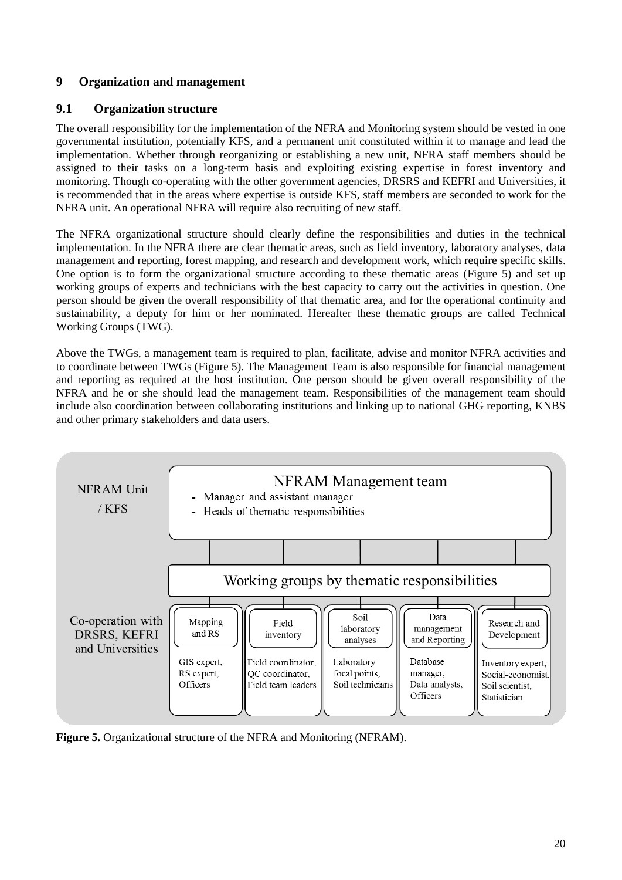## 9 Organization and management

### 9.1 Organization structure

The overall responsibility for the implementation of the NFRA and Monitoring system should be vested in one governmental institution, potentially KFS, and a permanent unit constituted within it to manage and lead the implementation. Whether through reorganizing or establishing a new unit, NFRA staff members should be assigned to their tasks on a long-term basis and exploiting existing expertise in forest inventory and monitoring. Though co-operating with the other government agencies, DRSRS and KEFRI and Universities, it is recommended that in the areas where expertise is outside KFS, staff members are seconded to work for the NFRA unit. An operational NFRA will require also recruiting of new staff.

The NFRA organizational structure should clearly define the responsibilities and duties in the technical implementation. In the NFRA there are clear thematic areas, such as field inventory, laboratory analyses, data management and reporting, forest mapping, and research and development work, which require specific skills. One option is to form the organizational structure according to these thematic areas (Figure 5) and set up working groups of experts and technicians with the best capacity to carry out the activities in question. One person should be given the overall responsibility of that thematic area, and for the operational continuity and sustainability, a deputy for him or her nominated. Hereafter these thematic groups are called Technical Working Groups (TWG).

Above the TWGs, a management team is required to plan, facilitate, advise and monitor NFRA activities and to coordinate between TWGs (Figure 5). The Management Team is also responsible for financial management and reporting as required at the host institution. One person should be given overall responsibility of the NFRA and he or she should lead the management team. Responsibilities of the management team should include also coordination between collaborating institutions and linking up to national GHG reporting, KNBS and other primary stakeholders and data users.

NFRAM Unit / KFS

**NFRAM Management team**
- Manager and assistant manager
- Heads of thematic responsibilities

**Working groups by thematic responsibilities**

Co-operation with DRSRS, KEFRI and Universities

| Mapping and RS | Field inventory | Soil laboratory analyses | Data management and Reporting | Research and Development |
|---|---|---|---|---|
| GIS expert, RS expert, Officers | Field coordinator, QC coordinator, Field team leaders | Laboratory focal points, Soil technicians | Database manager, Data analysts, Officers | Inventory expert, Social-economist, Soil scientist, Statistician |

**Figure 5.** Organizational structure of the NFRA and Monitoring (NFRAM).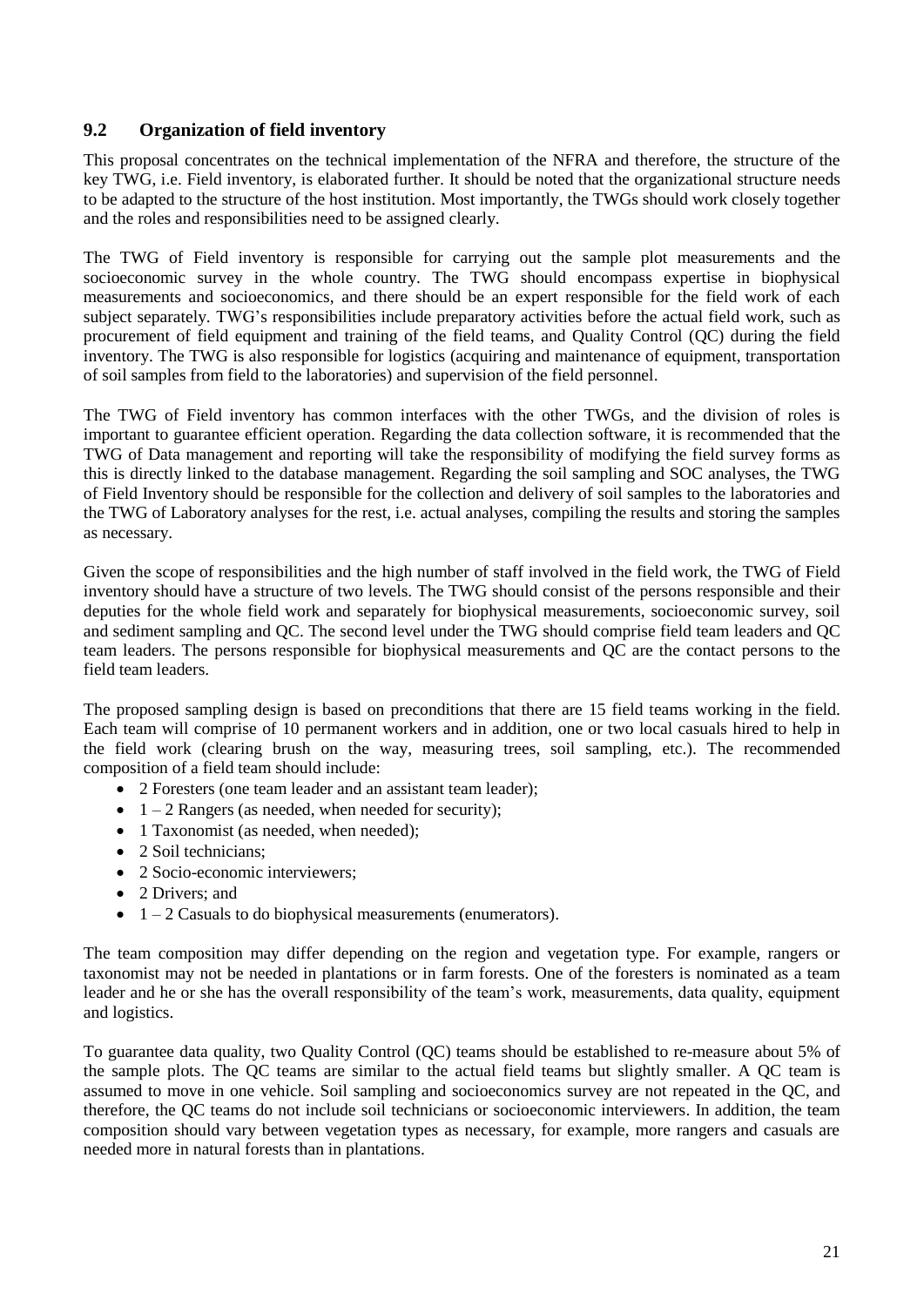## 9.2 Organization of field inventory

This proposal concentrates on the technical implementation of the NFRA and therefore, the structure of the key TWG, i.e. Field inventory, is elaborated further. It should be noted that the organizational structure needs to be adapted to the structure of the host institution. Most importantly, the TWGs should work closely together and the roles and responsibilities need to be assigned clearly.

The TWG of Field inventory is responsible for carrying out the sample plot measurements and the socioeconomic survey in the whole country. The TWG should encompass expertise in biophysical measurements and socioeconomics, and there should be an expert responsible for the field work of each subject separately. TWG's responsibilities include preparatory activities before the actual field work, such as procurement of field equipment and training of the field teams, and Quality Control (QC) during the field inventory. The TWG is also responsible for logistics (acquiring and maintenance of equipment, transportation of soil samples from field to the laboratories) and supervision of the field personnel.

The TWG of Field inventory has common interfaces with the other TWGs, and the division of roles is important to guarantee efficient operation. Regarding the data collection software, it is recommended that the TWG of Data management and reporting will take the responsibility of modifying the field survey forms as this is directly linked to the database management. Regarding the soil sampling and SOC analyses, the TWG of Field Inventory should be responsible for the collection and delivery of soil samples to the laboratories and the TWG of Laboratory analyses for the rest, i.e. actual analyses, compiling the results and storing the samples as necessary.

Given the scope of responsibilities and the high number of staff involved in the field work, the TWG of Field inventory should have a structure of two levels. The TWG should consist of the persons responsible and their deputies for the whole field work and separately for biophysical measurements, socioeconomic survey, soil and sediment sampling and QC. The second level under the TWG should comprise field team leaders and QC team leaders. The persons responsible for biophysical measurements and QC are the contact persons to the field team leaders.

The proposed sampling design is based on preconditions that there are 15 field teams working in the field. Each team will comprise of 10 permanent workers and in addition, one or two local casuals hired to help in the field work (clearing brush on the way, measuring trees, soil sampling, etc.). The recommended composition of a field team should include:

- 2 Foresters (one team leader and an assistant team leader);
- 1 – 2 Rangers (as needed, when needed for security);
- 1 Taxonomist (as needed, when needed);
- 2 Soil technicians;
- 2 Socio-economic interviewers;
- 2 Drivers; and
- 1 – 2 Casuals to do biophysical measurements (enumerators).

The team composition may differ depending on the region and vegetation type. For example, rangers or taxonomist may not be needed in plantations or in farm forests. One of the foresters is nominated as a team leader and he or she has the overall responsibility of the team's work, measurements, data quality, equipment and logistics.

To guarantee data quality, two Quality Control (QC) teams should be established to re-measure about 5% of the sample plots. The QC teams are similar to the actual field teams but slightly smaller. A QC team is assumed to move in one vehicle. Soil sampling and socioeconomics survey are not repeated in the QC, and therefore, the QC teams do not include soil technicians or socioeconomic interviewers. In addition, the team composition should vary between vegetation types as necessary, for example, more rangers and casuals are needed more in natural forests than in plantations.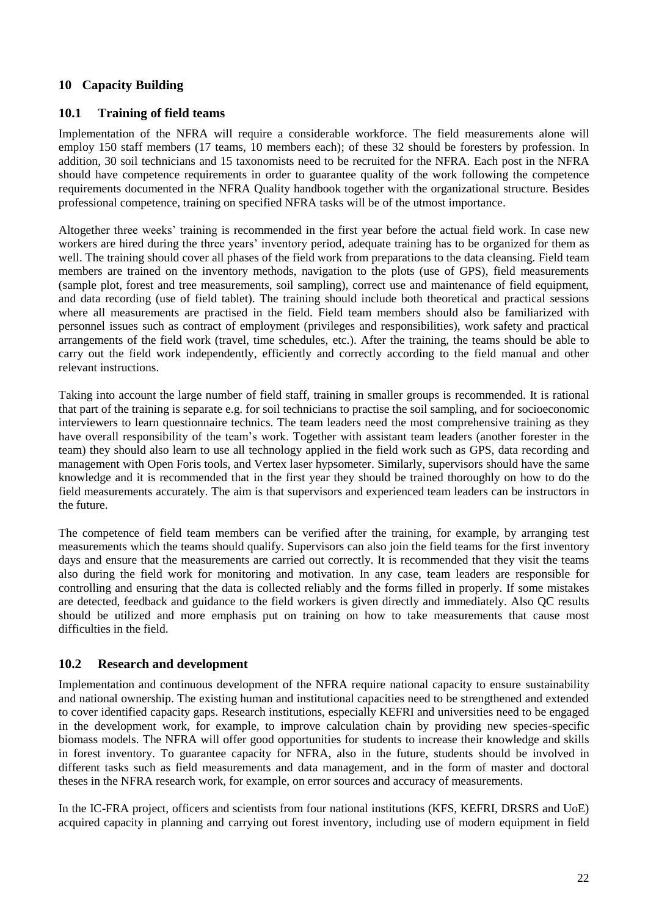# 10 Capacity Building

## 10.1 Training of field teams

Implementation of the NFRA will require a considerable workforce. The field measurements alone will employ 150 staff members (17 teams, 10 members each); of these 32 should be foresters by profession. In addition, 30 soil technicians and 15 taxonomists need to be recruited for the NFRA. Each post in the NFRA should have competence requirements in order to guarantee quality of the work following the competence requirements documented in the NFRA Quality handbook together with the organizational structure. Besides professional competence, training on specified NFRA tasks will be of the utmost importance.

Altogether three weeks' training is recommended in the first year before the actual field work. In case new workers are hired during the three years' inventory period, adequate training has to be organized for them as well. The training should cover all phases of the field work from preparations to the data cleansing. Field team members are trained on the inventory methods, navigation to the plots (use of GPS), field measurements (sample plot, forest and tree measurements, soil sampling), correct use and maintenance of field equipment, and data recording (use of field tablet). The training should include both theoretical and practical sessions where all measurements are practised in the field. Field team members should also be familiarized with personnel issues such as contract of employment (privileges and responsibilities), work safety and practical arrangements of the field work (travel, time schedules, etc.). After the training, the teams should be able to carry out the field work independently, efficiently and correctly according to the field manual and other relevant instructions.

Taking into account the large number of field staff, training in smaller groups is recommended. It is rational that part of the training is separate e.g. for soil technicians to practise the soil sampling, and for socioeconomic interviewers to learn questionnaire technics. The team leaders need the most comprehensive training as they have overall responsibility of the team's work. Together with assistant team leaders (another forester in the team) they should also learn to use all technology applied in the field work such as GPS, data recording and management with Open Foris tools, and Vertex laser hypsometer. Similarly, supervisors should have the same knowledge and it is recommended that in the first year they should be trained thoroughly on how to do the field measurements accurately. The aim is that supervisors and experienced team leaders can be instructors in the future.

The competence of field team members can be verified after the training, for example, by arranging test measurements which the teams should qualify. Supervisors can also join the field teams for the first inventory days and ensure that the measurements are carried out correctly. It is recommended that they visit the teams also during the field work for monitoring and motivation. In any case, team leaders are responsible for controlling and ensuring that the data is collected reliably and the forms filled in properly. If some mistakes are detected, feedback and guidance to the field workers is given directly and immediately. Also QC results should be utilized and more emphasis put on training on how to take measurements that cause most difficulties in the field.

## 10.2 Research and development

Implementation and continuous development of the NFRA require national capacity to ensure sustainability and national ownership. The existing human and institutional capacities need to be strengthened and extended to cover identified capacity gaps. Research institutions, especially KEFRI and universities need to be engaged in the development work, for example, to improve calculation chain by providing new species-specific biomass models. The NFRA will offer good opportunities for students to increase their knowledge and skills in forest inventory. To guarantee capacity for NFRA, also in the future, students should be involved in different tasks such as field measurements and data management, and in the form of master and doctoral theses in the NFRA research work, for example, on error sources and accuracy of measurements.

In the IC-FRA project, officers and scientists from four national institutions (KFS, KEFRI, DRSRS and UoE) acquired capacity in planning and carrying out forest inventory, including use of modern equipment in field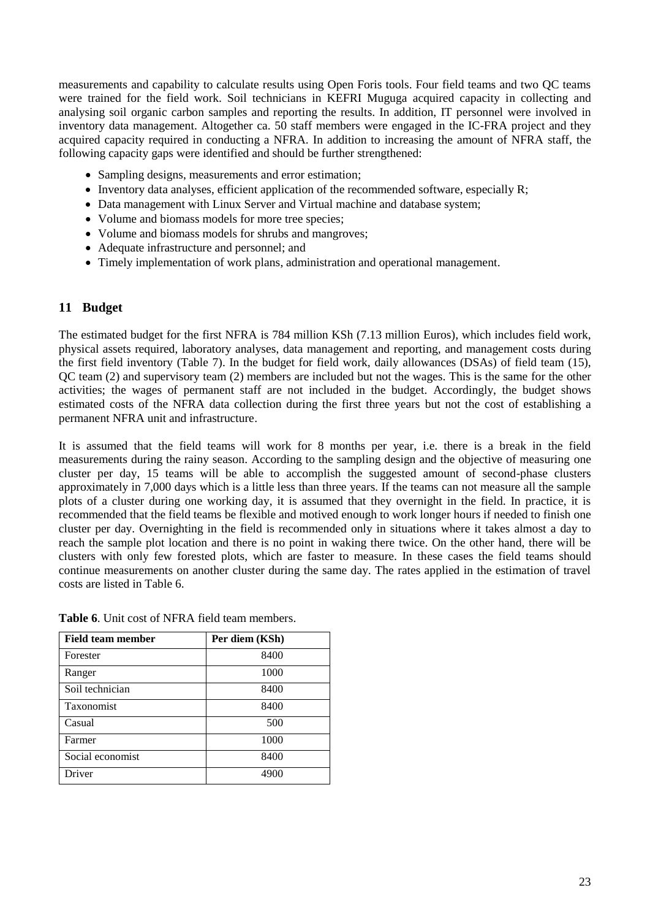measurements and capability to calculate results using Open Foris tools. Four field teams and two QC teams were trained for the field work. Soil technicians in KEFRI Muguga acquired capacity in collecting and analysing soil organic carbon samples and reporting the results. In addition, IT personnel were involved in inventory data management. Altogether ca. 50 staff members were engaged in the IC-FRA project and they acquired capacity required in conducting a NFRA. In addition to increasing the amount of NFRA staff, the following capacity gaps were identified and should be further strengthened:

- Sampling designs, measurements and error estimation;
- Inventory data analyses, efficient application of the recommended software, especially R;
- Data management with Linux Server and Virtual machine and database system;
- Volume and biomass models for more tree species;
- Volume and biomass models for shrubs and mangroves;
- Adequate infrastructure and personnel; and
- Timely implementation of work plans, administration and operational management.

## 11 Budget

The estimated budget for the first NFRA is 784 million KSh (7.13 million Euros), which includes field work, physical assets required, laboratory analyses, data management and reporting, and management costs during the first field inventory (Table 7). In the budget for field work, daily allowances (DSAs) of field team (15), QC team (2) and supervisory team (2) members are included but not the wages. This is the same for the other activities; the wages of permanent staff are not included in the budget. Accordingly, the budget shows estimated costs of the NFRA data collection during the first three years but not the cost of establishing a permanent NFRA unit and infrastructure.

It is assumed that the field teams will work for 8 months per year, i.e. there is a break in the field measurements during the rainy season. According to the sampling design and the objective of measuring one cluster per day, 15 teams will be able to accomplish the suggested amount of second-phase clusters approximately in 7,000 days which is a little less than three years. If the teams can not measure all the sample plots of a cluster during one working day, it is assumed that they overnight in the field. In practice, it is recommended that the field teams be flexible and motived enough to work longer hours if needed to finish one cluster per day. Overnighting in the field is recommended only in situations where it takes almost a day to reach the sample plot location and there is no point in waking there twice. On the other hand, there will be clusters with only few forested plots, which are faster to measure. In these cases the field teams should continue measurements on another cluster during the same day. The rates applied in the estimation of travel costs are listed in Table 6.

**Table 6**. Unit cost of NFRA field team members.

| Field team member | Per diem (KSh) |
|---|---|
| Forester | 8400 |
| Ranger | 1000 |
| Soil technician | 8400 |
| Taxonomist | 8400 |
| Casual | 500 |
| Farmer | 1000 |
| Social economist | 8400 |
| Driver | 4900 |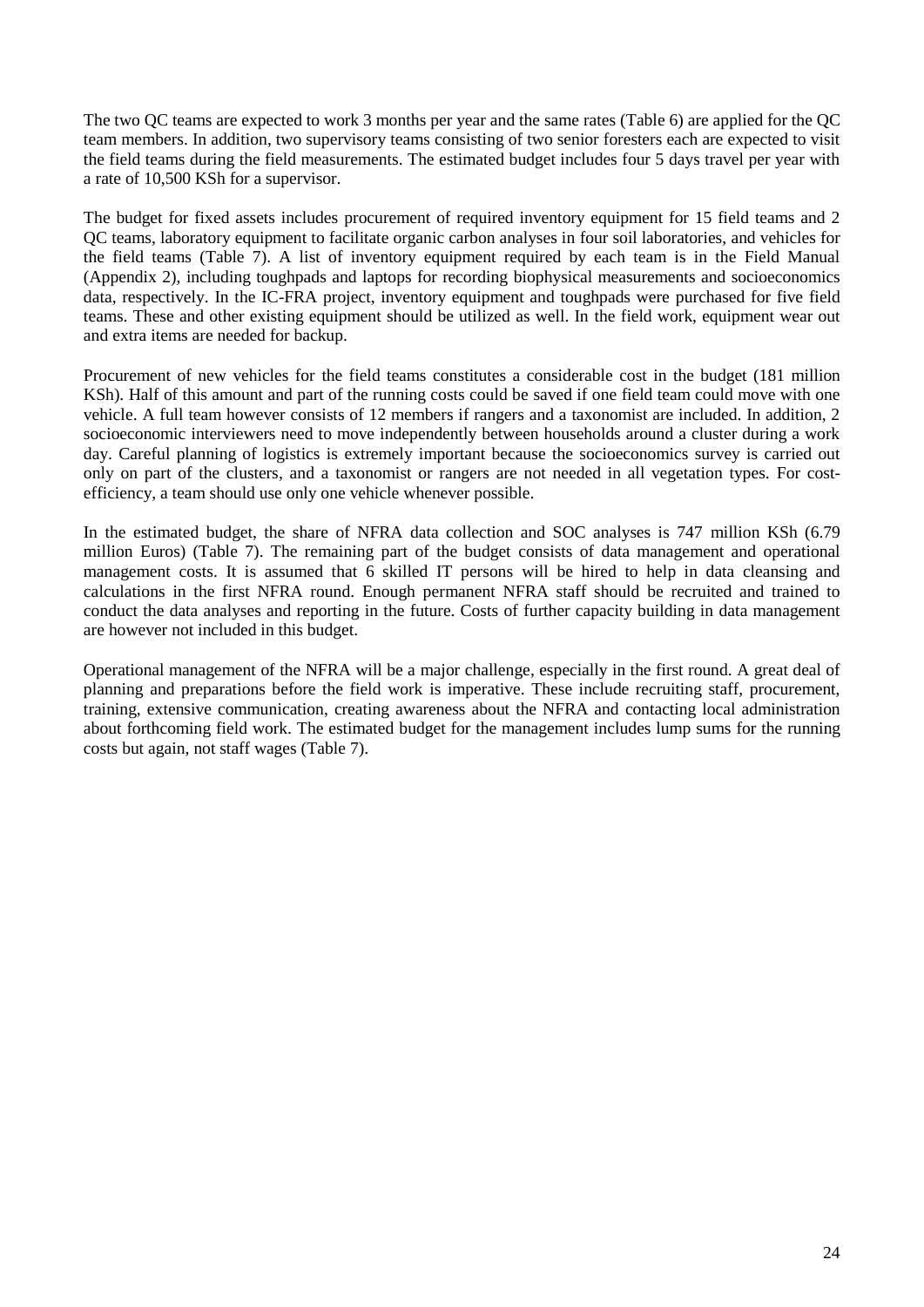The two QC teams are expected to work 3 months per year and the same rates (Table 6) are applied for the QC team members. In addition, two supervisory teams consisting of two senior foresters each are expected to visit the field teams during the field measurements. The estimated budget includes four 5 days travel per year with a rate of 10,500 KSh for a supervisor.

The budget for fixed assets includes procurement of required inventory equipment for 15 field teams and 2 QC teams, laboratory equipment to facilitate organic carbon analyses in four soil laboratories, and vehicles for the field teams (Table 7). A list of inventory equipment required by each team is in the Field Manual (Appendix 2), including toughpads and laptops for recording biophysical measurements and socioeconomics data, respectively. In the IC-FRA project, inventory equipment and toughpads were purchased for five field teams. These and other existing equipment should be utilized as well. In the field work, equipment wear out and extra items are needed for backup.

Procurement of new vehicles for the field teams constitutes a considerable cost in the budget (181 million KSh). Half of this amount and part of the running costs could be saved if one field team could move with one vehicle. A full team however consists of 12 members if rangers and a taxonomist are included. In addition, 2 socioeconomic interviewers need to move independently between households around a cluster during a work day. Careful planning of logistics is extremely important because the socioeconomics survey is carried out only on part of the clusters, and a taxonomist or rangers are not needed in all vegetation types. For cost-efficiency, a team should use only one vehicle whenever possible.

In the estimated budget, the share of NFRA data collection and SOC analyses is 747 million KSh (6.79 million Euros) (Table 7). The remaining part of the budget consists of data management and operational management costs. It is assumed that 6 skilled IT persons will be hired to help in data cleansing and calculations in the first NFRA round. Enough permanent NFRA staff should be recruited and trained to conduct the data analyses and reporting in the future. Costs of further capacity building in data management are however not included in this budget.

Operational management of the NFRA will be a major challenge, especially in the first round. A great deal of planning and preparations before the field work is imperative. These include recruiting staff, procurement, training, extensive communication, creating awareness about the NFRA and contacting local administration about forthcoming field work. The estimated budget for the management includes lump sums for the running costs but again, not staff wages (Table 7).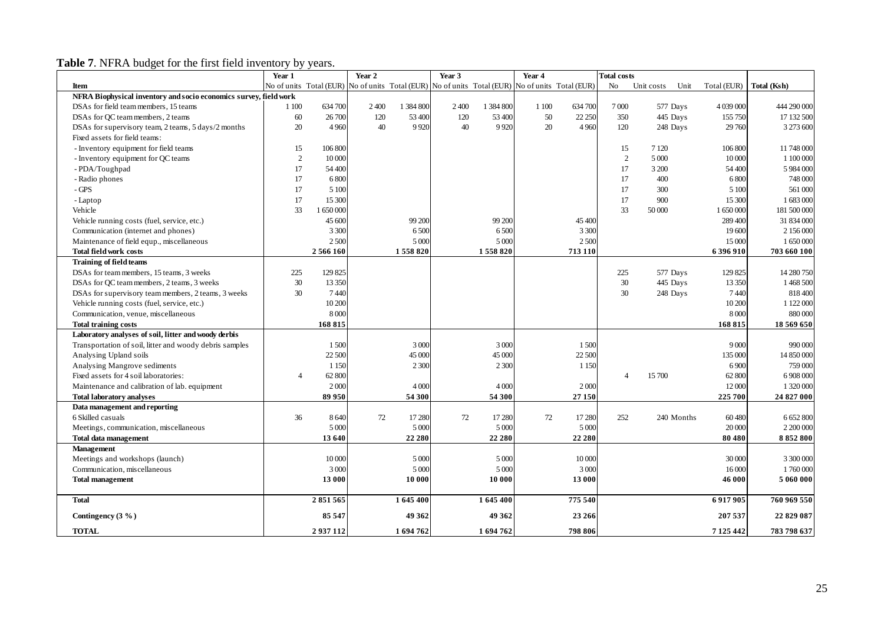**Table 7**. NFRA budget for the first field inventory by years.

| | Year 1 | | Year 2 | | Year 3 | | Year 4 | | Total costs | | | | |
|---|---|---|---|---|---|---|---|---|---|---|---|---|---|
| **Item** | No of units | Total (EUR) | No of units | Total (EUR) | No of units | Total (EUR) | No of units | Total (EUR) | No | Unit costs | Unit | Total (EUR) | Total (Ksh) |
| **NFRA Biophysical inventory and socio economics survey, field work** | | | | | | | | | | | | | |
| DSAs for field team members, 15 teams | 1 100 | 634 700 | 2 400 | 1 384 800 | 2 400 | 1 384 800 | 1 100 | 634 700 | 7 000 | 577 | Days | 4 039 000 | 444 290 000 |
| DSAs for QC team members, 2 teams | 60 | 26 700 | 120 | 53 400 | 120 | 53 400 | 50 | 22 250 | 350 | 445 | Days | 155 750 | 17 132 500 |
| DSAs for supervisory team, 2 teams, 5 days/2 months | 20 | 4 960 | 40 | 9 920 | 40 | 9 920 | 20 | 4 960 | 120 | 248 | Days | 29 760 | 3 273 600 |
| Fixed assets for field teams: | | | | | | | | | | | | | |
| - Inventory equipment for field teams | 15 | 106 800 | | | | | | | 15 | 7 120 | | 106 800 | 11 748 000 |
| - Inventory equipment for QC teams | 2 | 10 000 | | | | | | | 2 | 5 000 | | 10 000 | 1 100 000 |
| - PDA/Toughpad | 17 | 54 400 | | | | | | | 17 | 3 200 | | 54 400 | 5 984 000 |
| - Radio phones | 17 | 6 800 | | | | | | | 17 | 400 | | 6 800 | 748 000 |
| - GPS | 17 | 5 100 | | | | | | | 17 | 300 | | 5 100 | 561 000 |
| - Laptop | 17 | 15 300 | | | | | | | 17 | 900 | | 15 300 | 1 683 000 |
| Vehicle | 33 | 1 650 000 | | | | | | | 33 | 50 000 | | 1 650 000 | 181 500 000 |
| Vehicle running costs (fuel, service, etc.) | | 45 600 | | 99 200 | | 99 200 | | 45 400 | | | | 289 400 | 31 834 000 |
| Communication (internet and phones) | | 3 300 | | 6 500 | | 6 500 | | 3 300 | | | | 19 600 | 2 156 000 |
| Maintenance of field equp., miscellaneous | | 2 500 | | 5 000 | | 5 000 | | 2 500 | | | | 15 000 | 1 650 000 |
| **Total field work costs** | | **2 566 160** | | **1 558 820** | | **1 558 820** | | **713 110** | | | | **6 396 910** | **703 660 100** |
| **Training of field teams** | | | | | | | | | | | | | |
| DSAs for team members, 15 teams, 3 weeks | 225 | 129 825 | | | | | | | 225 | 577 | Days | 129 825 | 14 280 750 |
| DSAs for QC team members, 2 teams, 3 weeks | 30 | 13 350 | | | | | | | 30 | 445 | Days | 13 350 | 1 468 500 |
| DSAs for supervisory team members, 2 teams, 3 weeks | 30 | 7 440 | | | | | | | 30 | 248 | Days | 7 440 | 818 400 |
| Vehicle running costs (fuel, service, etc.) | | 10 200 | | | | | | | | | | 10 200 | 1 122 000 |
| Communication, venue, miscellaneous | | 8 000 | | | | | | | | | | 8 000 | 880 000 |
| **Total training costs** | | **168 815** | | | | | | | | | | **168 815** | **18 569 650** |
| **Laboratory analyses of soil, litter and woody derbis** | | | | | | | | | | | | | |
| Transportation of soil, litter and woody debris samples | | 1 500 | | 3 000 | | 3 000 | | 1 500 | | | | 9 000 | 990 000 |
| Analysing Upland soils | | 22 500 | | 45 000 | | 45 000 | | 22 500 | | | | 135 000 | 14 850 000 |
| Analysing Mangrove sediments | | 1 150 | | 2 300 | | 2 300 | | 1 150 | | | | 6 900 | 759 000 |
| Fixed assets for 4 soil laboratories: | 4 | 62 800 | | | | | | | 4 | 15 700 | | 62 800 | 6 908 000 |
| Maintenance and calibration of lab. equipment | | 2 000 | | 4 000 | | 4 000 | | 2 000 | | | | 12 000 | 1 320 000 |
| **Total laboratory analyses** | | **89 950** | | **54 300** | | **54 300** | | **27 150** | | | | **225 700** | **24 827 000** |
| **Data management and reporting** | | | | | | | | | | | | | |
| 6 Skilled casuals | 36 | 8 640 | 72 | 17 280 | 72 | 17 280 | 72 | 17 280 | 252 | 240 | Months | 60 480 | 6 652 800 |
| Meetings, communication, miscellaneous | | 5 000 | | 5 000 | | 5 000 | | 5 000 | | | | 20 000 | 2 200 000 |
| **Total data management** | | **13 640** | | **22 280** | | **22 280** | | **22 280** | | | | **80 480** | **8 852 800** |
| **Management** | | | | | | | | | | | | | |
| Meetings and workshops (launch) | | 10 000 | | 5 000 | | 5 000 | | 10 000 | | | | 30 000 | 3 300 000 |
| Communication, miscellaneous | | 3 000 | | 5 000 | | 5 000 | | 3 000 | | | | 16 000 | 1 760 000 |
| **Total management** | | **13 000** | | **10 000** | | **10 000** | | **13 000** | | | | **46 000** | **5 060 000** |
| **Total** | | **2 851 565** | | **1 645 400** | | **1 645 400** | | **775 540** | | | | **6 917 905** | **760 969 550** |
| **Contingency (3 %)** | | **85 547** | | **49 362** | | **49 362** | | **23 266** | | | | **207 537** | **22 829 087** |
| **TOTAL** | | **2 937 112** | | **1 694 762** | | **1 694 762** | | **798 806** | | | | **7 125 442** | **783 798 637** |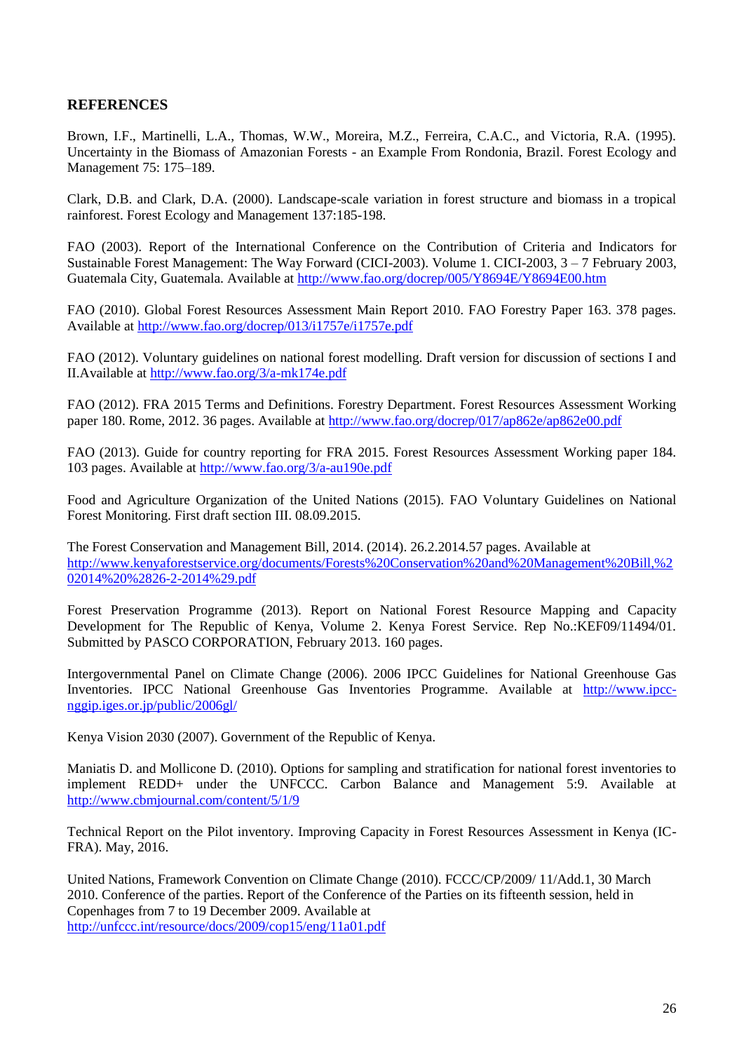## REFERENCES

Brown, I.F., Martinelli, L.A., Thomas, W.W., Moreira, M.Z., Ferreira, C.A.C., and Victoria, R.A. (1995). Uncertainty in the Biomass of Amazonian Forests - an Example From Rondonia, Brazil. Forest Ecology and Management 75: 175–189.

Clark, D.B. and Clark, D.A. (2000). Landscape-scale variation in forest structure and biomass in a tropical rainforest. Forest Ecology and Management 137:185-198.

FAO (2003). Report of the International Conference on the Contribution of Criteria and Indicators for Sustainable Forest Management: The Way Forward (CICI-2003). Volume 1. CICI-2003, 3 – 7 February 2003, Guatemala City, Guatemala. Available at http://www.fao.org/docrep/005/Y8694E/Y8694E00.htm

FAO (2010). Global Forest Resources Assessment Main Report 2010. FAO Forestry Paper 163. 378 pages. Available at http://www.fao.org/docrep/013/i1757e/i1757e.pdf

FAO (2012). Voluntary guidelines on national forest modelling. Draft version for discussion of sections I and II.Available at http://www.fao.org/3/a-mk174e.pdf

FAO (2012). FRA 2015 Terms and Definitions. Forestry Department. Forest Resources Assessment Working paper 180. Rome, 2012. 36 pages. Available at http://www.fao.org/docrep/017/ap862e/ap862e00.pdf

FAO (2013). Guide for country reporting for FRA 2015. Forest Resources Assessment Working paper 184. 103 pages. Available at http://www.fao.org/3/a-au190e.pdf

Food and Agriculture Organization of the United Nations (2015). FAO Voluntary Guidelines on National Forest Monitoring. First draft section III. 08.09.2015.

The Forest Conservation and Management Bill, 2014. (2014). 26.2.2014.57 pages. Available at http://www.kenyaforestservice.org/documents/Forests%20Conservation%20and%20Management%20Bill,%202014%20%2826-2-2014%29.pdf

Forest Preservation Programme (2013). Report on National Forest Resource Mapping and Capacity Development for The Republic of Kenya, Volume 2. Kenya Forest Service. Rep No.:KEF09/11494/01. Submitted by PASCO CORPORATION, February 2013. 160 pages.

Intergovernmental Panel on Climate Change (2006). 2006 IPCC Guidelines for National Greenhouse Gas Inventories. IPCC National Greenhouse Gas Inventories Programme. Available at http://www.ipcc-nggip.iges.or.jp/public/2006gl/

Kenya Vision 2030 (2007). Government of the Republic of Kenya.

Maniatis D. and Mollicone D. (2010). Options for sampling and stratification for national forest inventories to implement REDD+ under the UNFCCC. Carbon Balance and Management 5:9. Available at http://www.cbmjournal.com/content/5/1/9

Technical Report on the Pilot inventory. Improving Capacity in Forest Resources Assessment in Kenya (IC-FRA). May, 2016.

United Nations, Framework Convention on Climate Change (2010). FCCC/CP/2009/ 11/Add.1, 30 March 2010. Conference of the parties. Report of the Conference of the Parties on its fifteenth session, held in Copenhages from 7 to 19 December 2009. Available at http://unfccc.int/resource/docs/2009/cop15/eng/11a01.pdf